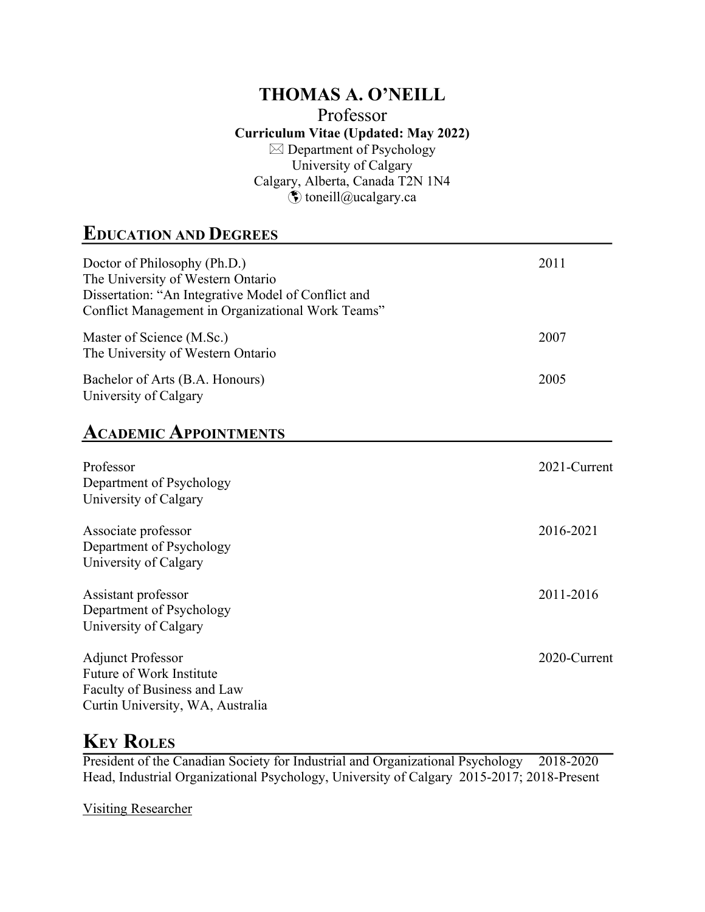# THOMAS A. O'NEILL

Professor

**Curriculum Vitae (Updated: May 2022)**

✉ Department of Psychology
University of Calgary
Calgary, Alberta, Canada T2N 1N4
🌎 toneill@ucalgary.ca

## EDUCATION AND DEGREES

Doctor of Philosophy (Ph.D.) — 2011
The University of Western Ontario
Dissertation: "An Integrative Model of Conflict and Conflict Management in Organizational Work Teams"

Master of Science (M.Sc.) — 2007
The University of Western Ontario

Bachelor of Arts (B.A. Honours) — 2005
University of Calgary

## ACADEMIC APPOINTMENTS

Professor — 2021-Current
Department of Psychology
University of Calgary

Associate professor — 2016-2021
Department of Psychology
University of Calgary

Assistant professor — 2011-2016
Department of Psychology
University of Calgary

Adjunct Professor — 2020-Current
Future of Work Institute
Faculty of Business and Law
Curtin University, WA, Australia

## KEY ROLES

President of the Canadian Society for Industrial and Organizational Psychology — 2018-2020
Head, Industrial Organizational Psychology, University of Calgary — 2015-2017; 2018-Present

Visiting Researcher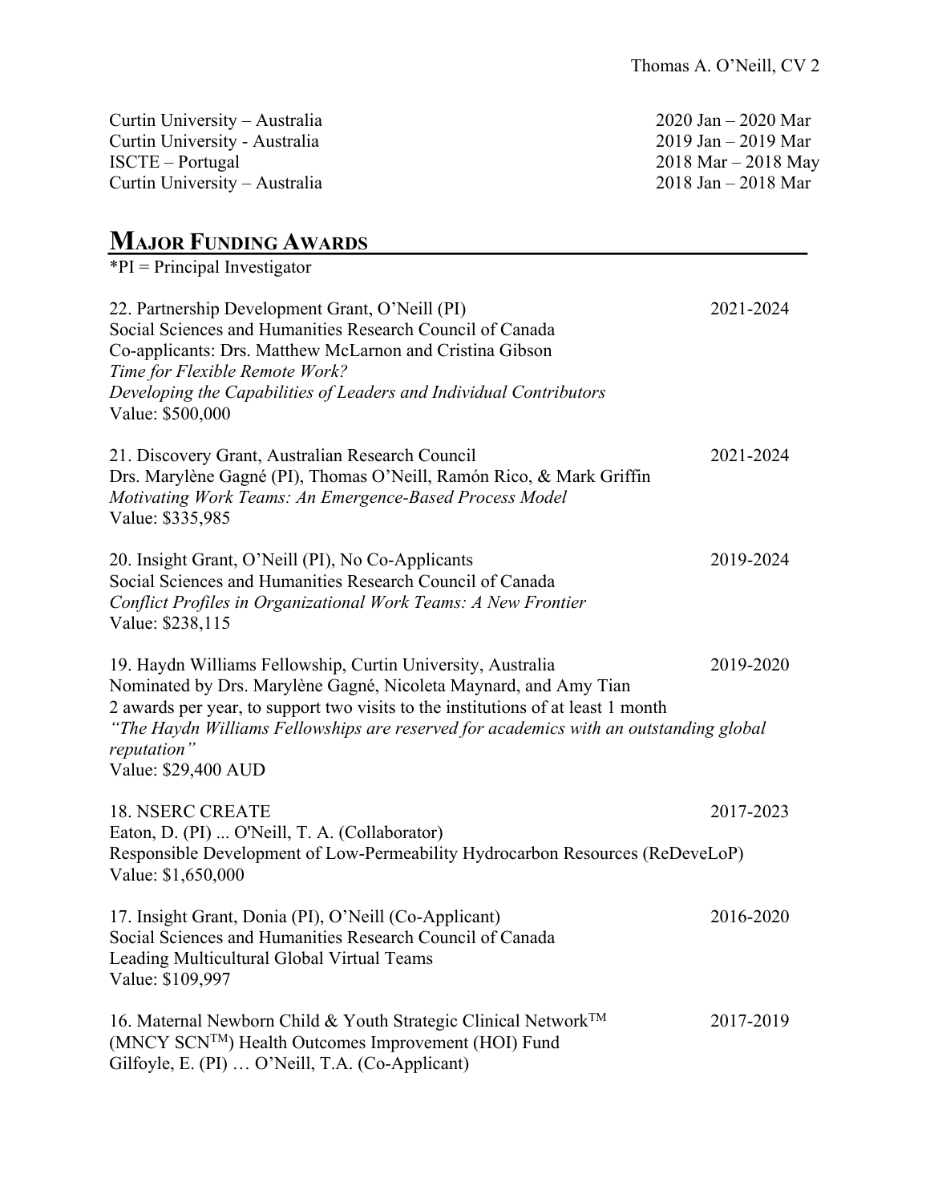Curtin University – Australia  2020 Jan – 2020 Mar
Curtin University - Australia  2019 Jan – 2019 Mar
ISCTE – Portugal  2018 Mar – 2018 May
Curtin University – Australia  2018 Jan – 2018 Mar

## MAJOR FUNDING AWARDS

*PI = Principal Investigator

22. Partnership Development Grant, O'Neill (PI)  2021-2024
Social Sciences and Humanities Research Council of Canada
Co-applicants: Drs. Matthew McLarnon and Cristina Gibson
*Time for Flexible Remote Work?*
*Developing the Capabilities of Leaders and Individual Contributors*
Value: $500,000

21. Discovery Grant, Australian Research Council  2021-2024
Drs. Marylène Gagné (PI), Thomas O'Neill, Ramón Rico, & Mark Griffin
*Motivating Work Teams: An Emergence-Based Process Model*
Value: $335,985

20. Insight Grant, O'Neill (PI), No Co-Applicants  2019-2024
Social Sciences and Humanities Research Council of Canada
*Conflict Profiles in Organizational Work Teams: A New Frontier*
Value: $238,115

19. Haydn Williams Fellowship, Curtin University, Australia  2019-2020
Nominated by Drs. Marylène Gagné, Nicoleta Maynard, and Amy Tian
2 awards per year, to support two visits to the institutions of at least 1 month
*"The Haydn Williams Fellowships are reserved for academics with an outstanding global reputation"*
Value: $29,400 AUD

18. NSERC CREATE  2017-2023
Eaton, D. (PI) ... O'Neill, T. A. (Collaborator)
Responsible Development of Low-Permeability Hydrocarbon Resources (ReDeveLoP)
Value: $1,650,000

17. Insight Grant, Donia (PI), O'Neill (Co-Applicant)  2016-2020
Social Sciences and Humanities Research Council of Canada
Leading Multicultural Global Virtual Teams
Value: $109,997

16. Maternal Newborn Child & Youth Strategic Clinical Network™ (MNCY SCN™) Health Outcomes Improvement (HOI) Fund  2017-2019
Gilfoyle, E. (PI) … O'Neill, T.A. (Co-Applicant)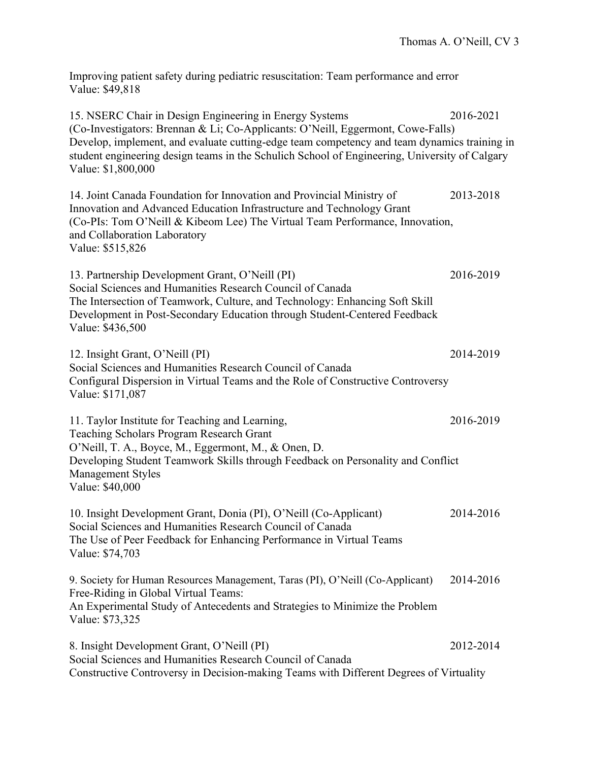Improving patient safety during pediatric resuscitation: Team performance and error
Value: $49,818

15. NSERC Chair in Design Engineering in Energy Systems 2016-2021
(Co-Investigators: Brennan & Li; Co-Applicants: O'Neill, Eggermont, Cowe-Falls)
Develop, implement, and evaluate cutting-edge team competency and team dynamics training in student engineering design teams in the Schulich School of Engineering, University of Calgary
Value: $1,800,000

14. Joint Canada Foundation for Innovation and Provincial Ministry of Innovation and Advanced Education Infrastructure and Technology Grant 2013-2018
(Co-PIs: Tom O'Neill & Kibeom Lee) The Virtual Team Performance, Innovation, and Collaboration Laboratory
Value: $515,826

13. Partnership Development Grant, O'Neill (PI) 2016-2019
Social Sciences and Humanities Research Council of Canada
The Intersection of Teamwork, Culture, and Technology: Enhancing Soft Skill Development in Post-Secondary Education through Student-Centered Feedback
Value: $436,500

12. Insight Grant, O'Neill (PI) 2014-2019
Social Sciences and Humanities Research Council of Canada
Configural Dispersion in Virtual Teams and the Role of Constructive Controversy
Value: $171,087

11. Taylor Institute for Teaching and Learning, 2016-2019
Teaching Scholars Program Research Grant
O'Neill, T. A., Boyce, M., Eggermont, M., & Onen, D.
Developing Student Teamwork Skills through Feedback on Personality and Conflict Management Styles
Value: $40,000

10. Insight Development Grant, Donia (PI), O'Neill (Co-Applicant) 2014-2016
Social Sciences and Humanities Research Council of Canada
The Use of Peer Feedback for Enhancing Performance in Virtual Teams
Value: $74,703

9. Society for Human Resources Management, Taras (PI), O'Neill (Co-Applicant) 2014-2016
Free-Riding in Global Virtual Teams:
An Experimental Study of Antecedents and Strategies to Minimize the Problem
Value: $73,325

8. Insight Development Grant, O'Neill (PI) 2012-2014
Social Sciences and Humanities Research Council of Canada
Constructive Controversy in Decision-making Teams with Different Degrees of Virtuality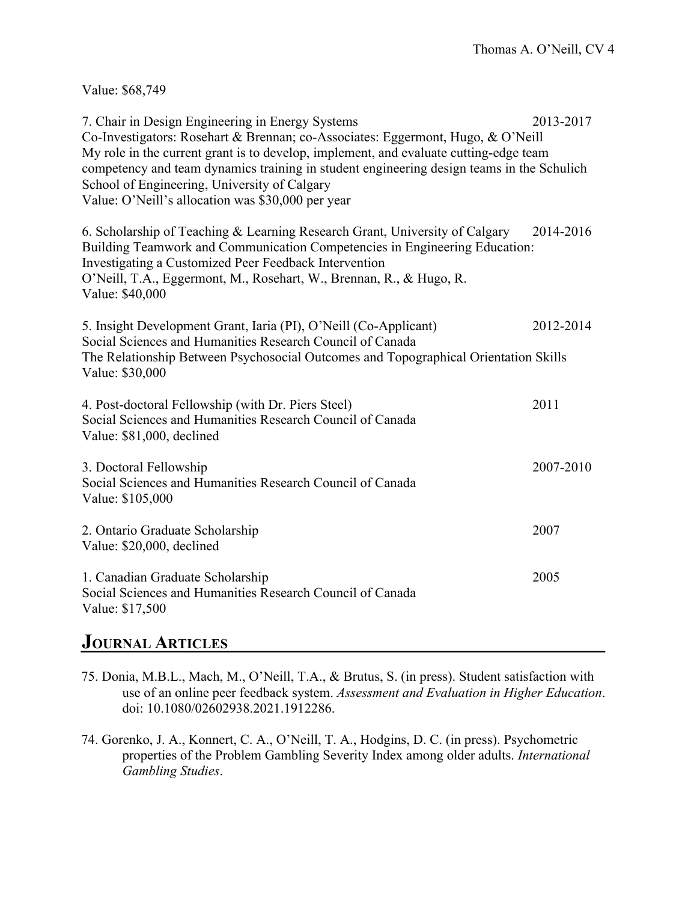Value: $68,749

7. Chair in Design Engineering in Energy Systems 2013-2017
Co-Investigators: Rosehart & Brennan; co-Associates: Eggermont, Hugo, & O'Neill
My role in the current grant is to develop, implement, and evaluate cutting-edge team competency and team dynamics training in student engineering design teams in the Schulich School of Engineering, University of Calgary
Value: O'Neill's allocation was $30,000 per year

6. Scholarship of Teaching & Learning Research Grant, University of Calgary 2014-2016
Building Teamwork and Communication Competencies in Engineering Education: Investigating a Customized Peer Feedback Intervention
O'Neill, T.A., Eggermont, M., Rosehart, W., Brennan, R., & Hugo, R.
Value: $40,000

5. Insight Development Grant, Iaria (PI), O'Neill (Co-Applicant) 2012-2014
Social Sciences and Humanities Research Council of Canada
The Relationship Between Psychosocial Outcomes and Topographical Orientation Skills
Value: $30,000

4. Post-doctoral Fellowship (with Dr. Piers Steel) 2011
Social Sciences and Humanities Research Council of Canada
Value: $81,000, declined

3. Doctoral Fellowship 2007-2010
Social Sciences and Humanities Research Council of Canada
Value: $105,000

2. Ontario Graduate Scholarship 2007
Value: $20,000, declined

1. Canadian Graduate Scholarship 2005
Social Sciences and Humanities Research Council of Canada
Value: $17,500

## Journal Articles

75. Donia, M.B.L., Mach, M., O'Neill, T.A., & Brutus, S. (in press). Student satisfaction with use of an online peer feedback system. *Assessment and Evaluation in Higher Education*. doi: 10.1080/02602938.2021.1912286.

74. Gorenko, J. A., Konnert, C. A., O'Neill, T. A., Hodgins, D. C. (in press). Psychometric properties of the Problem Gambling Severity Index among older adults. *International Gambling Studies*.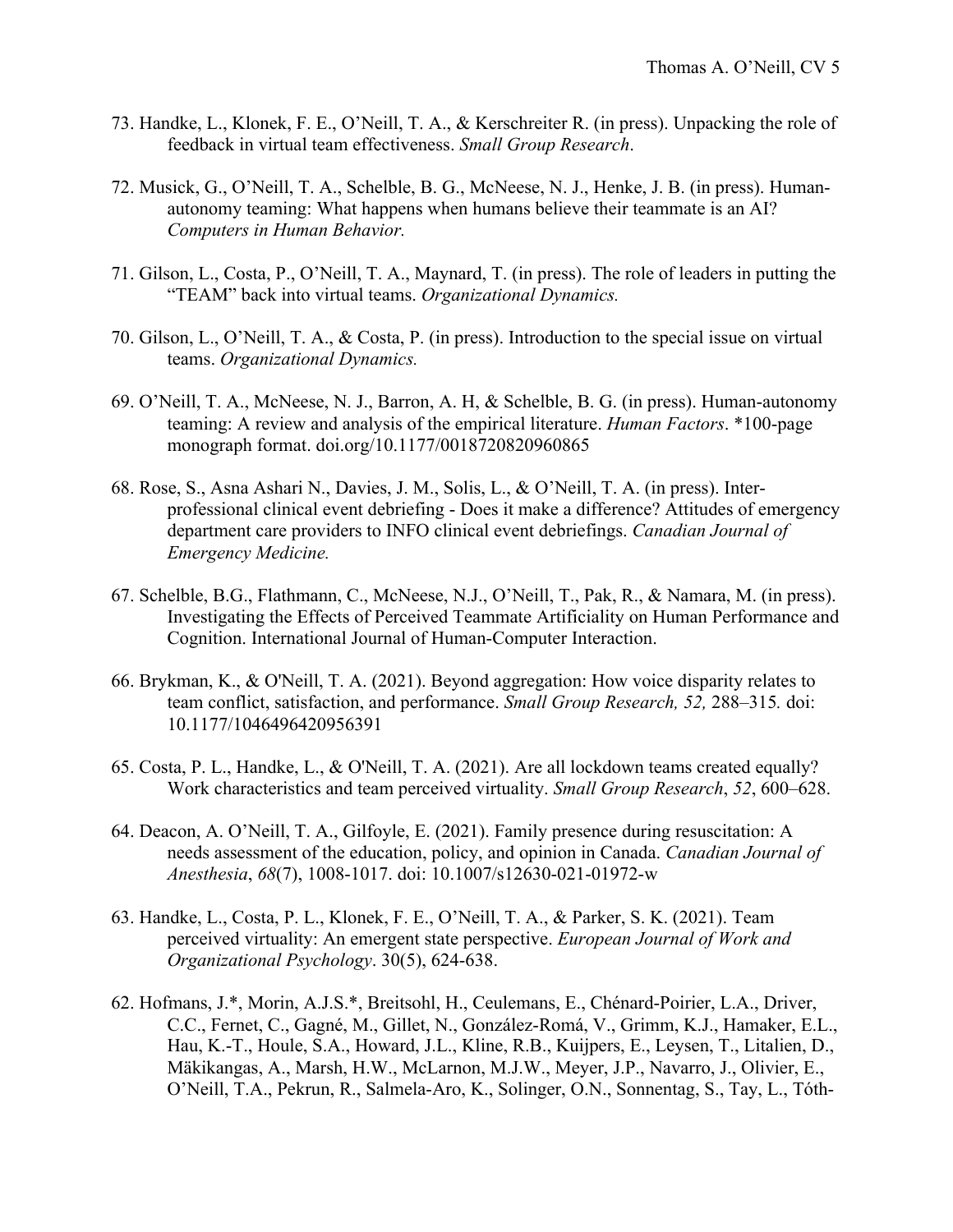73. Handke, L., Klonek, F. E., O'Neill, T. A., & Kerschreiter R. (in press). Unpacking the role of feedback in virtual team effectiveness. *Small Group Research*.

72. Musick, G., O'Neill, T. A., Schelble, B. G., McNeese, N. J., Henke, J. B. (in press). Human-autonomy teaming: What happens when humans believe their teammate is an AI? *Computers in Human Behavior.*

71. Gilson, L., Costa, P., O'Neill, T. A., Maynard, T. (in press). The role of leaders in putting the "TEAM" back into virtual teams. *Organizational Dynamics.*

70. Gilson, L., O'Neill, T. A., & Costa, P. (in press). Introduction to the special issue on virtual teams. *Organizational Dynamics.*

69. O'Neill, T. A., McNeese, N. J., Barron, A. H, & Schelble, B. G. (in press). Human-autonomy teaming: A review and analysis of the empirical literature. *Human Factors*. *100-page monograph format. doi.org/10.1177/0018720820960865

68. Rose, S., Asna Ashari N., Davies, J. M., Solis, L., & O'Neill, T. A. (in press). Inter-professional clinical event debriefing - Does it make a difference? Attitudes of emergency department care providers to INFO clinical event debriefings. *Canadian Journal of Emergency Medicine.*

67. Schelble, B.G., Flathmann, C., McNeese, N.J., O'Neill, T., Pak, R., & Namara, M. (in press). Investigating the Effects of Perceived Teammate Artificiality on Human Performance and Cognition. International Journal of Human-Computer Interaction.

66. Brykman, K., & O'Neill, T. A. (2021). Beyond aggregation: How voice disparity relates to team conflict, satisfaction, and performance. *Small Group Research, 52,* 288–315*.* doi: 10.1177/1046496420956391

65. Costa, P. L., Handke, L., & O'Neill, T. A. (2021). Are all lockdown teams created equally? Work characteristics and team perceived virtuality. *Small Group Research*, *52*, 600–628.

64. Deacon, A. O'Neill, T. A., Gilfoyle, E. (2021). Family presence during resuscitation: A needs assessment of the education, policy, and opinion in Canada. *Canadian Journal of Anesthesia*, *68*(7), 1008-1017. doi: 10.1007/s12630-021-01972-w

63. Handke, L., Costa, P. L., Klonek, F. E., O'Neill, T. A., & Parker, S. K. (2021). Team perceived virtuality: An emergent state perspective. *European Journal of Work and Organizational Psychology*. 30(5), 624-638.

62. Hofmans, J.*, Morin, A.J.S.*, Breitsohl, H., Ceulemans, E., Chénard-Poirier, L.A., Driver, C.C., Fernet, C., Gagné, M., Gillet, N., González-Romá, V., Grimm, K.J., Hamaker, E.L., Hau, K.-T., Houle, S.A., Howard, J.L., Kline, R.B., Kuijpers, E., Leysen, T., Litalien, D., Mäkikangas, A., Marsh, H.W., McLarnon, M.J.W., Meyer, J.P., Navarro, J., Olivier, E., O'Neill, T.A., Pekrun, R., Salmela-Aro, K., Solinger, O.N., Sonnentag, S., Tay, L., Tóth-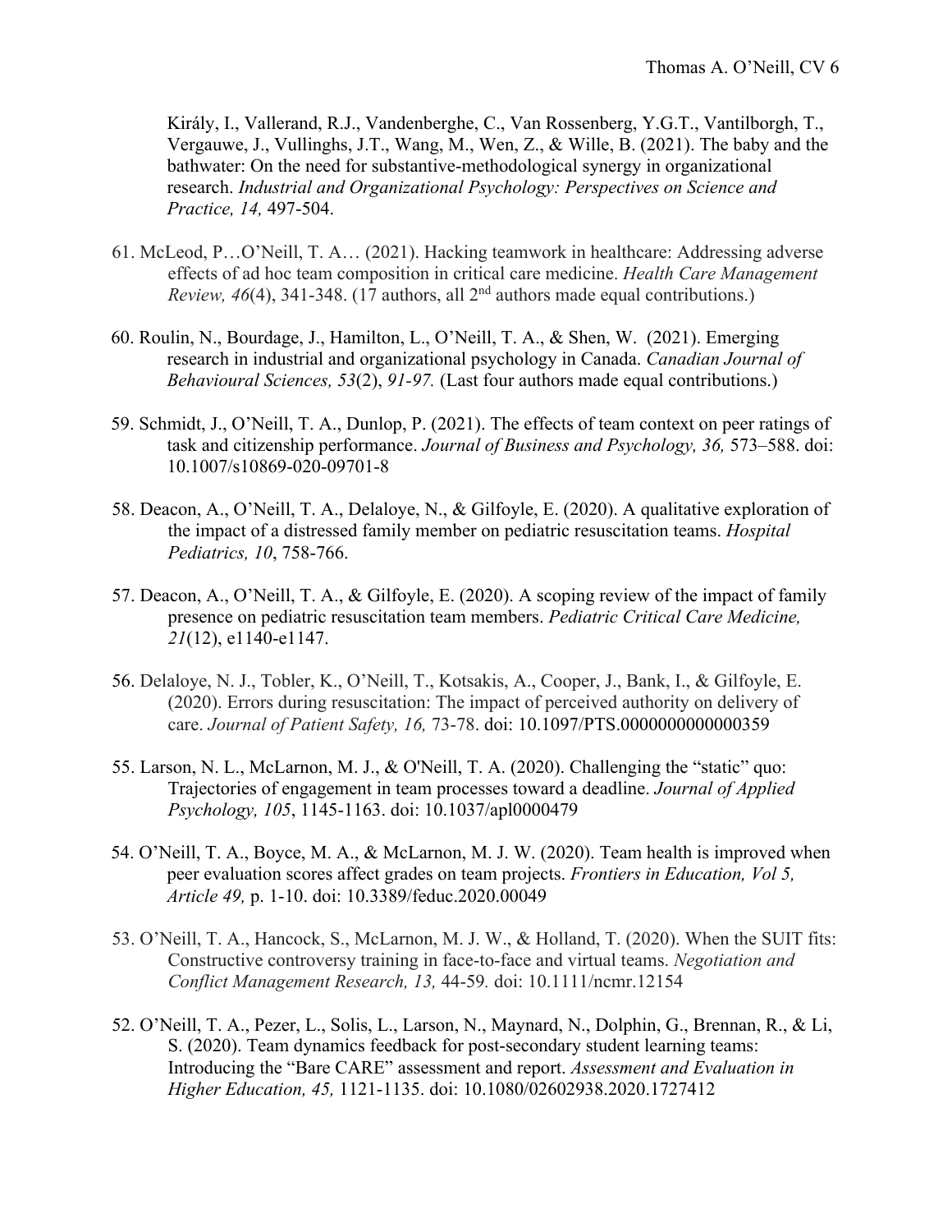Király, I., Vallerand, R.J., Vandenberghe, C., Van Rossenberg, Y.G.T., Vantilborgh, T., Vergauwe, J., Vullinghs, J.T., Wang, M., Wen, Z., & Wille, B. (2021). The baby and the bathwater: On the need for substantive-methodological synergy in organizational research. *Industrial and Organizational Psychology: Perspectives on Science and Practice, 14,* 497-504.

61. McLeod, P…O'Neill, T. A… (2021). Hacking teamwork in healthcare: Addressing adverse effects of ad hoc team composition in critical care medicine. *Health Care Management Review, 46*(4), 341-348. (17 authors, all 2nd authors made equal contributions.)

60. Roulin, N., Bourdage, J., Hamilton, L., O'Neill, T. A., & Shen, W. (2021). Emerging research in industrial and organizational psychology in Canada. *Canadian Journal of Behavioural Sciences, 53*(2), *91-97.* (Last four authors made equal contributions.)

59. Schmidt, J., O'Neill, T. A., Dunlop, P. (2021). The effects of team context on peer ratings of task and citizenship performance. *Journal of Business and Psychology, 36,* 573–588. doi: 10.1007/s10869-020-09701-8

58. Deacon, A., O'Neill, T. A., Delaloye, N., & Gilfoyle, E. (2020). A qualitative exploration of the impact of a distressed family member on pediatric resuscitation teams. *Hospital Pediatrics, 10*, 758-766.

57. Deacon, A., O'Neill, T. A., & Gilfoyle, E. (2020). A scoping review of the impact of family presence on pediatric resuscitation team members. *Pediatric Critical Care Medicine, 21*(12), e1140-e1147.

56. Delaloye, N. J., Tobler, K., O'Neill, T., Kotsakis, A., Cooper, J., Bank, I., & Gilfoyle, E. (2020). Errors during resuscitation: The impact of perceived authority on delivery of care. *Journal of Patient Safety, 16,* 73-78. doi: 10.1097/PTS.0000000000000359

55. Larson, N. L., McLarnon, M. J., & O'Neill, T. A. (2020). Challenging the "static" quo: Trajectories of engagement in team processes toward a deadline. *Journal of Applied Psychology, 105*, 1145-1163. doi: 10.1037/apl0000479

54. O'Neill, T. A., Boyce, M. A., & McLarnon, M. J. W. (2020). Team health is improved when peer evaluation scores affect grades on team projects. *Frontiers in Education, Vol 5, Article 49,* p. 1-10. doi: 10.3389/feduc.2020.00049

53. O'Neill, T. A., Hancock, S., McLarnon, M. J. W., & Holland, T. (2020). When the SUIT fits: Constructive controversy training in face-to-face and virtual teams. *Negotiation and Conflict Management Research, 13,* 44-59. doi: 10.1111/ncmr.12154

52. O'Neill, T. A., Pezer, L., Solis, L., Larson, N., Maynard, N., Dolphin, G., Brennan, R., & Li, S. (2020). Team dynamics feedback for post-secondary student learning teams: Introducing the "Bare CARE" assessment and report. *Assessment and Evaluation in Higher Education, 45,* 1121-1135. doi: 10.1080/02602938.2020.1727412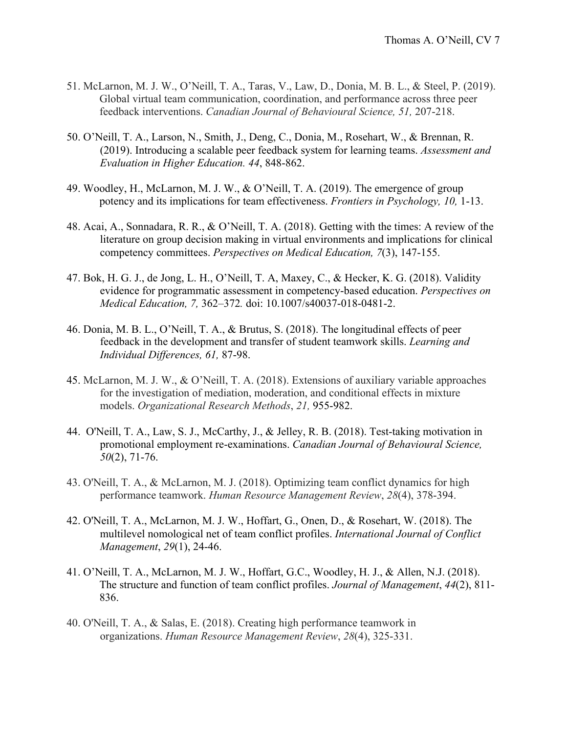51. McLarnon, M. J. W., O'Neill, T. A., Taras, V., Law, D., Donia, M. B. L., & Steel, P. (2019). Global virtual team communication, coordination, and performance across three peer feedback interventions. *Canadian Journal of Behavioural Science, 51,* 207-218.

50. O'Neill, T. A., Larson, N., Smith, J., Deng, C., Donia, M., Rosehart, W., & Brennan, R. (2019). Introducing a scalable peer feedback system for learning teams. *Assessment and Evaluation in Higher Education. 44*, 848-862.

49. Woodley, H., McLarnon, M. J. W., & O'Neill, T. A. (2019). The emergence of group potency and its implications for team effectiveness. *Frontiers in Psychology, 10,* 1-13.

48. Acai, A., Sonnadara, R. R., & O'Neill, T. A. (2018). Getting with the times: A review of the literature on group decision making in virtual environments and implications for clinical competency committees. *Perspectives on Medical Education, 7*(3), 147-155.

47. Bok, H. G. J., de Jong, L. H., O'Neill, T. A, Maxey, C., & Hecker, K. G. (2018). Validity evidence for programmatic assessment in competency-based education. *Perspectives on Medical Education, 7,* 362–372*.* doi: 10.1007/s40037-018-0481-2.

46. Donia, M. B. L., O'Neill, T. A., & Brutus, S. (2018). The longitudinal effects of peer feedback in the development and transfer of student teamwork skills. *Learning and Individual Differences, 61,* 87-98.

45. McLarnon, M. J. W., & O'Neill, T. A. (2018). Extensions of auxiliary variable approaches for the investigation of mediation, moderation, and conditional effects in mixture models. *Organizational Research Methods*, *21,* 955-982.

44. O'Neill, T. A., Law, S. J., McCarthy, J., & Jelley, R. B. (2018). Test-taking motivation in promotional employment re-examinations. *Canadian Journal of Behavioural Science, 50*(2), 71-76.

43. O'Neill, T. A., & McLarnon, M. J. (2018). Optimizing team conflict dynamics for high performance teamwork. *Human Resource Management Review*, *28*(4), 378-394.

42. O'Neill, T. A., McLarnon, M. J. W., Hoffart, G., Onen, D., & Rosehart, W. (2018). The multilevel nomological net of team conflict profiles. *International Journal of Conflict Management*, *29*(1), 24-46.

41. O'Neill, T. A., McLarnon, M. J. W., Hoffart, G.C., Woodley, H. J., & Allen, N.J. (2018). The structure and function of team conflict profiles. *Journal of Management*, *44*(2), 811-836.

40. O'Neill, T. A., & Salas, E. (2018). Creating high performance teamwork in organizations. *Human Resource Management Review*, *28*(4), 325-331.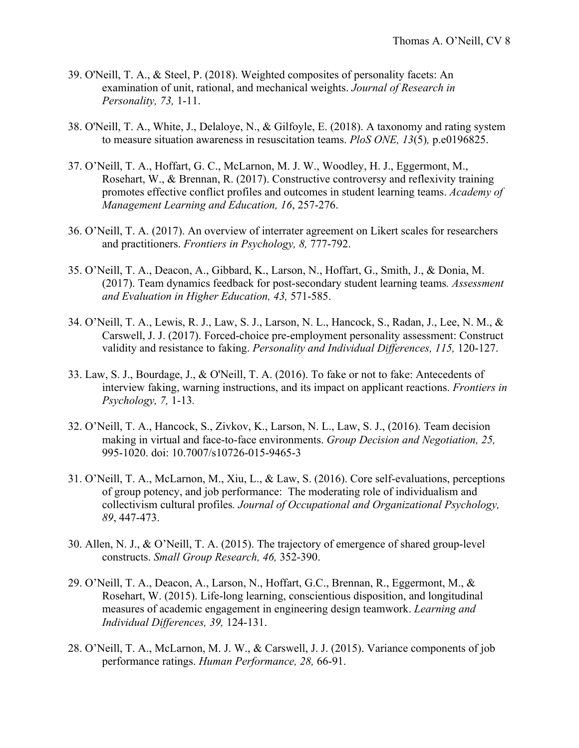39. O'Neill, T. A., & Steel, P. (2018). Weighted composites of personality facets: An examination of unit, rational, and mechanical weights. *Journal of Research in Personality, 73,* 1-11.

38. O'Neill, T. A., White, J., Delaloye, N., & Gilfoyle, E. (2018). A taxonomy and rating system to measure situation awareness in resuscitation teams. *PloS ONE, 13*(5)*,* p.e0196825.

37. O'Neill, T. A., Hoffart, G. C., McLarnon, M. J. W., Woodley, H. J., Eggermont, M., Rosehart, W., & Brennan, R. (2017). Constructive controversy and reflexivity training promotes effective conflict profiles and outcomes in student learning teams. *Academy of Management Learning and Education, 16*, 257-276.

36. O'Neill, T. A. (2017). An overview of interrater agreement on Likert scales for researchers and practitioners. *Frontiers in Psychology, 8,* 777-792.

35. O'Neill, T. A., Deacon, A., Gibbard, K., Larson, N., Hoffart, G., Smith, J., & Donia, M. (2017). Team dynamics feedback for post-secondary student learning teams*. Assessment and Evaluation in Higher Education, 43,* 571-585.

34. O'Neill, T. A., Lewis, R. J., Law, S. J., Larson, N. L., Hancock, S., Radan, J., Lee, N. M., & Carswell, J. J. (2017). Forced-choice pre-employment personality assessment: Construct validity and resistance to faking. *Personality and Individual Differences, 115,* 120-127.

33. Law, S. J., Bourdage, J., & O'Neill, T. A. (2016). To fake or not to fake: Antecedents of interview faking, warning instructions, and its impact on applicant reactions. *Frontiers in Psychology, 7,* 1-13*.*

32. O'Neill, T. A., Hancock, S., Zivkov, K., Larson, N. L., Law, S. J., (2016). Team decision making in virtual and face-to-face environments. *Group Decision and Negotiation, 25,* 995-1020. doi: 10.7007/s10726-015-9465-3

31. O'Neill, T. A., McLarnon, M., Xiu, L., & Law, S. (2016). Core self-evaluations, perceptions of group potency, and job performance: The moderating role of individualism and collectivism cultural profiles*. Journal of Occupational and Organizational Psychology, 89*, 447-473.

30. Allen, N. J., & O'Neill, T. A. (2015). The trajectory of emergence of shared group-level constructs. *Small Group Research, 46,* 352-390.

29. O'Neill, T. A., Deacon, A., Larson, N., Hoffart, G.C., Brennan, R., Eggermont, M., & Rosehart, W. (2015). Life-long learning, conscientious disposition, and longitudinal measures of academic engagement in engineering design teamwork. *Learning and Individual Differences, 39,* 124-131.

28. O'Neill, T. A., McLarnon, M. J. W., & Carswell, J. J. (2015). Variance components of job performance ratings. *Human Performance, 28,* 66-91.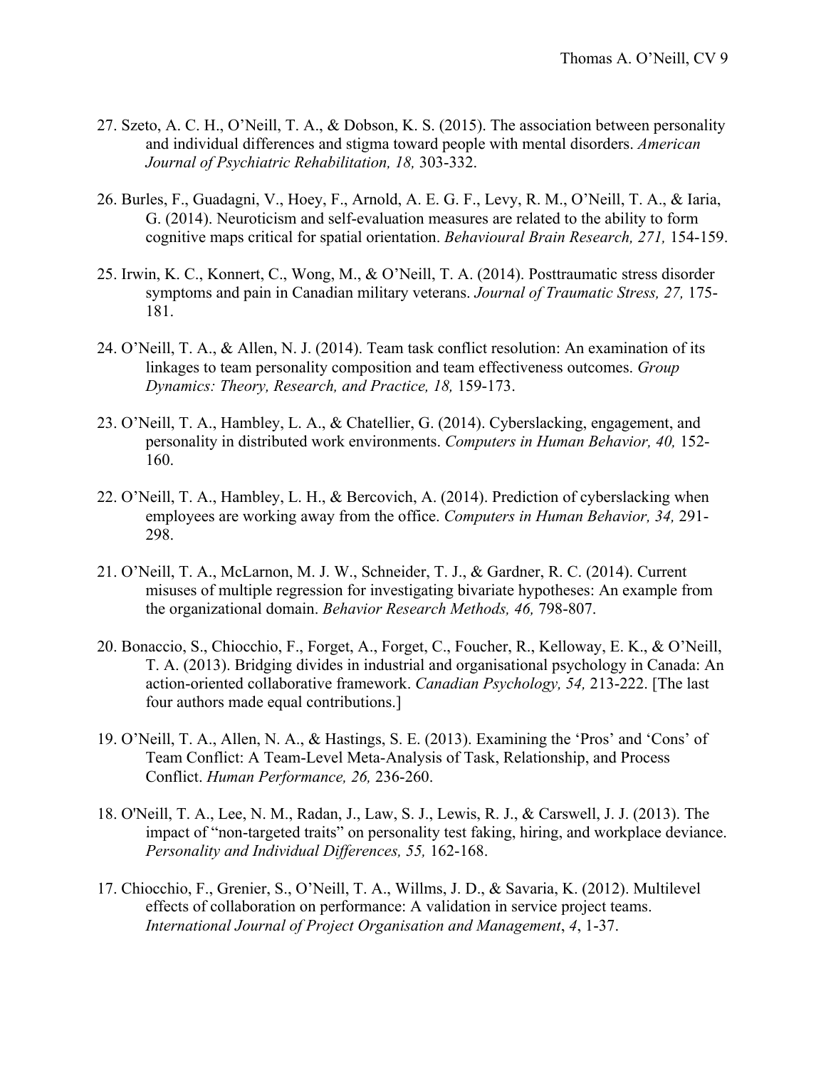27. Szeto, A. C. H., O'Neill, T. A., & Dobson, K. S. (2015). The association between personality and individual differences and stigma toward people with mental disorders. *American Journal of Psychiatric Rehabilitation, 18,* 303-332.

26. Burles, F., Guadagni, V., Hoey, F., Arnold, A. E. G. F., Levy, R. M., O'Neill, T. A., & Iaria, G. (2014). Neuroticism and self-evaluation measures are related to the ability to form cognitive maps critical for spatial orientation. *Behavioural Brain Research, 271,* 154-159.

25. Irwin, K. C., Konnert, C., Wong, M., & O'Neill, T. A. (2014). Posttraumatic stress disorder symptoms and pain in Canadian military veterans. *Journal of Traumatic Stress, 27,* 175-181.

24. O'Neill, T. A., & Allen, N. J. (2014). Team task conflict resolution: An examination of its linkages to team personality composition and team effectiveness outcomes. *Group Dynamics: Theory, Research, and Practice, 18,* 159-173.

23. O'Neill, T. A., Hambley, L. A., & Chatellier, G. (2014). Cyberslacking, engagement, and personality in distributed work environments. *Computers in Human Behavior, 40,* 152-160.

22. O'Neill, T. A., Hambley, L. H., & Bercovich, A. (2014). Prediction of cyberslacking when employees are working away from the office. *Computers in Human Behavior, 34,* 291-298.

21. O'Neill, T. A., McLarnon, M. J. W., Schneider, T. J., & Gardner, R. C. (2014). Current misuses of multiple regression for investigating bivariate hypotheses: An example from the organizational domain. *Behavior Research Methods, 46,* 798-807.

20. Bonaccio, S., Chiocchio, F., Forget, A., Forget, C., Foucher, R., Kelloway, E. K., & O'Neill, T. A. (2013). Bridging divides in industrial and organisational psychology in Canada: An action-oriented collaborative framework. *Canadian Psychology, 54,* 213-222. [The last four authors made equal contributions.]

19. O'Neill, T. A., Allen, N. A., & Hastings, S. E. (2013). Examining the 'Pros' and 'Cons' of Team Conflict: A Team-Level Meta-Analysis of Task, Relationship, and Process Conflict. *Human Performance, 26,* 236-260.

18. O'Neill, T. A., Lee, N. M., Radan, J., Law, S. J., Lewis, R. J., & Carswell, J. J. (2013). The impact of "non-targeted traits" on personality test faking, hiring, and workplace deviance. *Personality and Individual Differences, 55,* 162-168.

17. Chiocchio, F., Grenier, S., O'Neill, T. A., Willms, J. D., & Savaria, K. (2012). Multilevel effects of collaboration on performance: A validation in service project teams. *International Journal of Project Organisation and Management*, *4*, 1-37.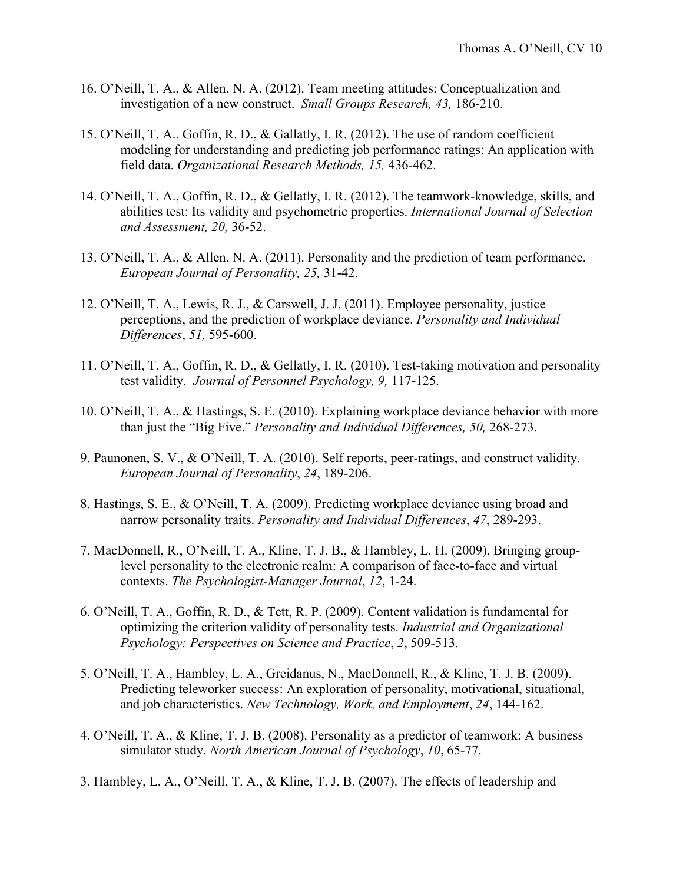16. O'Neill, T. A., & Allen, N. A. (2012). Team meeting attitudes: Conceptualization and investigation of a new construct. *Small Groups Research, 43,* 186-210.

15. O'Neill, T. A., Goffin, R. D., & Gallatly, I. R. (2012). The use of random coefficient modeling for understanding and predicting job performance ratings: An application with field data. *Organizational Research Methods, 15,* 436-462.

14. O'Neill, T. A., Goffin, R. D., & Gellatly, I. R. (2012). The teamwork-knowledge, skills, and abilities test: Its validity and psychometric properties. *International Journal of Selection and Assessment, 20,* 36-52.

13. O'Neill**,** T. A., & Allen, N. A. (2011). Personality and the prediction of team performance. *European Journal of Personality, 25,* 31-42.

12. O'Neill, T. A., Lewis, R. J., & Carswell, J. J. (2011). Employee personality, justice perceptions, and the prediction of workplace deviance. *Personality and Individual Differences*, *51,* 595-600.

11. O'Neill, T. A., Goffin, R. D., & Gellatly, I. R. (2010). Test-taking motivation and personality test validity. *Journal of Personnel Psychology, 9,* 117-125.

10. O'Neill, T. A., & Hastings, S. E. (2010). Explaining workplace deviance behavior with more than just the "Big Five." *Personality and Individual Differences, 50,* 268-273.

9. Paunonen, S. V., & O'Neill, T. A. (2010). Self reports, peer-ratings, and construct validity. *European Journal of Personality*, *24*, 189-206.

8. Hastings, S. E., & O'Neill, T. A. (2009). Predicting workplace deviance using broad and narrow personality traits. *Personality and Individual Differences*, *47*, 289-293.

7. MacDonnell, R., O'Neill, T. A., Kline, T. J. B., & Hambley, L. H. (2009). Bringing group-level personality to the electronic realm: A comparison of face-to-face and virtual contexts. *The Psychologist-Manager Journal*, *12*, 1-24.

6. O'Neill, T. A., Goffin, R. D., & Tett, R. P. (2009). Content validation is fundamental for optimizing the criterion validity of personality tests. *Industrial and Organizational Psychology: Perspectives on Science and Practice*, *2*, 509-513.

5. O'Neill, T. A., Hambley, L. A., Greidanus, N., MacDonnell, R., & Kline, T. J. B. (2009). Predicting teleworker success: An exploration of personality, motivational, situational, and job characteristics. *New Technology, Work, and Employment*, *24*, 144-162.

4. O'Neill, T. A., & Kline, T. J. B. (2008). Personality as a predictor of teamwork: A business simulator study. *North American Journal of Psychology*, *10*, 65-77.

3. Hambley, L. A., O'Neill, T. A., & Kline, T. J. B. (2007). The effects of leadership and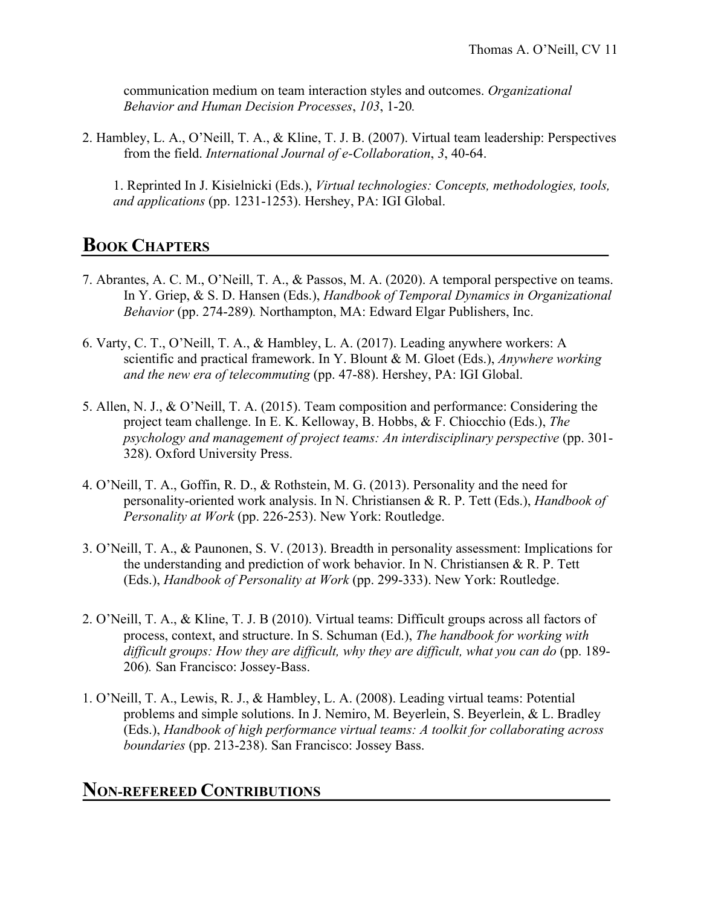communication medium on team interaction styles and outcomes. *Organizational Behavior and Human Decision Processes*, *103*, 1-20.

2. Hambley, L. A., O'Neill, T. A., & Kline, T. J. B. (2007). Virtual team leadership: Perspectives from the field. *International Journal of e-Collaboration*, *3*, 40-64.

    1. Reprinted In J. Kisielnicki (Eds.), *Virtual technologies: Concepts, methodologies, tools, and applications* (pp. 1231-1253). Hershey, PA: IGI Global.

## BOOK CHAPTERS

7. Abrantes, A. C. M., O'Neill, T. A., & Passos, M. A. (2020). A temporal perspective on teams. In Y. Griep, & S. D. Hansen (Eds.), *Handbook of Temporal Dynamics in Organizational Behavior* (pp. 274-289). Northampton, MA: Edward Elgar Publishers, Inc.

6. Varty, C. T., O'Neill, T. A., & Hambley, L. A. (2017). Leading anywhere workers: A scientific and practical framework. In Y. Blount & M. Gloet (Eds.), *Anywhere working and the new era of telecommuting* (pp. 47-88). Hershey, PA: IGI Global.

5. Allen, N. J., & O'Neill, T. A. (2015). Team composition and performance: Considering the project team challenge. In E. K. Kelloway, B. Hobbs, & F. Chiocchio (Eds.), *The psychology and management of project teams: An interdisciplinary perspective* (pp. 301-328). Oxford University Press.

4. O'Neill, T. A., Goffin, R. D., & Rothstein, M. G. (2013). Personality and the need for personality-oriented work analysis. In N. Christiansen & R. P. Tett (Eds.), *Handbook of Personality at Work* (pp. 226-253). New York: Routledge.

3. O'Neill, T. A., & Paunonen, S. V. (2013). Breadth in personality assessment: Implications for the understanding and prediction of work behavior. In N. Christiansen & R. P. Tett (Eds.), *Handbook of Personality at Work* (pp. 299-333). New York: Routledge.

2. O'Neill, T. A., & Kline, T. J. B (2010). Virtual teams: Difficult groups across all factors of process, context, and structure. In S. Schuman (Ed.), *The handbook for working with difficult groups: How they are difficult, why they are difficult, what you can do* (pp. 189-206). San Francisco: Jossey-Bass.

1. O'Neill, T. A., Lewis, R. J., & Hambley, L. A. (2008). Leading virtual teams: Potential problems and simple solutions. In J. Nemiro, M. Beyerlein, S. Beyerlein, & L. Bradley (Eds.), *Handbook of high performance virtual teams: A toolkit for collaborating across boundaries* (pp. 213-238). San Francisco: Jossey Bass.

## NON-REFEREED CONTRIBUTIONS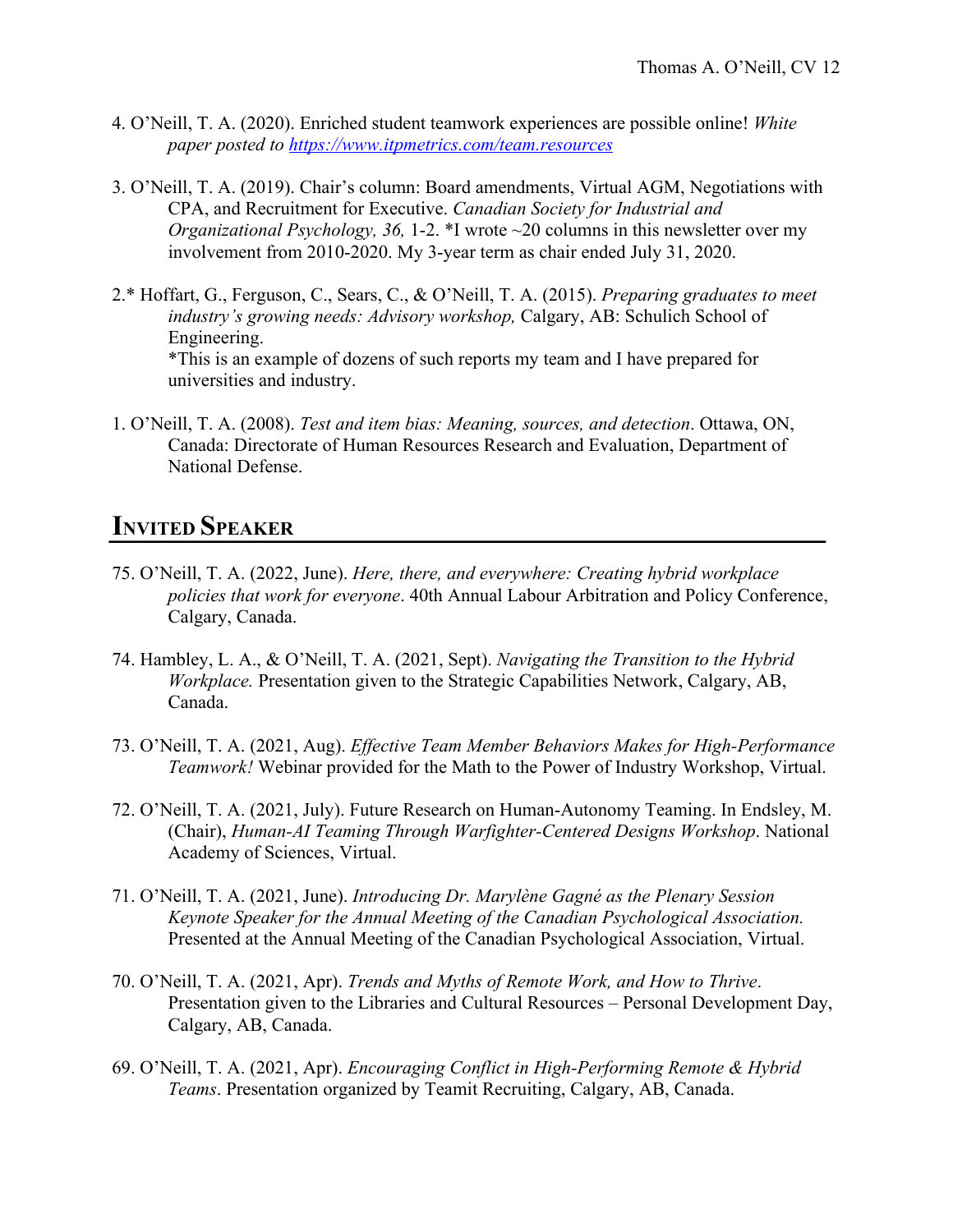4. O'Neill, T. A. (2020). Enriched student teamwork experiences are possible online! *White paper posted to [https://www.itpmetrics.com/team.resources](https://www.itpmetrics.com/team.resources)*

3. O'Neill, T. A. (2019). Chair's column: Board amendments, Virtual AGM, Negotiations with CPA, and Recruitment for Executive. *Canadian Society for Industrial and Organizational Psychology, 36,* 1-2. *I wrote ~20 columns in this newsletter over my involvement from 2010-2020. My 3-year term as chair ended July 31, 2020.

2.* Hoffart, G., Ferguson, C., Sears, C., & O'Neill, T. A. (2015). *Preparing graduates to meet industry's growing needs: Advisory workshop,* Calgary, AB: Schulich School of Engineering.
*This is an example of dozens of such reports my team and I have prepared for universities and industry.

1. O'Neill, T. A. (2008). *Test and item bias: Meaning, sources, and detection*. Ottawa, ON, Canada: Directorate of Human Resources Research and Evaluation, Department of National Defense.

## Invited Speaker

75. O'Neill, T. A. (2022, June). *Here, there, and everywhere: Creating hybrid workplace policies that work for everyone*. 40th Annual Labour Arbitration and Policy Conference, Calgary, Canada.

74. Hambley, L. A., & O'Neill, T. A. (2021, Sept). *Navigating the Transition to the Hybrid Workplace.* Presentation given to the Strategic Capabilities Network, Calgary, AB, Canada.

73. O'Neill, T. A. (2021, Aug). *Effective Team Member Behaviors Makes for High-Performance Teamwork!* Webinar provided for the Math to the Power of Industry Workshop, Virtual.

72. O'Neill, T. A. (2021, July). Future Research on Human-Autonomy Teaming. In Endsley, M. (Chair), *Human-AI Teaming Through Warfighter-Centered Designs Workshop*. National Academy of Sciences, Virtual.

71. O'Neill, T. A. (2021, June). *Introducing Dr. Marylène Gagné as the Plenary Session Keynote Speaker for the Annual Meeting of the Canadian Psychological Association.* Presented at the Annual Meeting of the Canadian Psychological Association, Virtual.

70. O'Neill, T. A. (2021, Apr). *Trends and Myths of Remote Work, and How to Thrive*. Presentation given to the Libraries and Cultural Resources – Personal Development Day, Calgary, AB, Canada.

69. O'Neill, T. A. (2021, Apr). *Encouraging Conflict in High-Performing Remote & Hybrid Teams*. Presentation organized by Teamit Recruiting, Calgary, AB, Canada.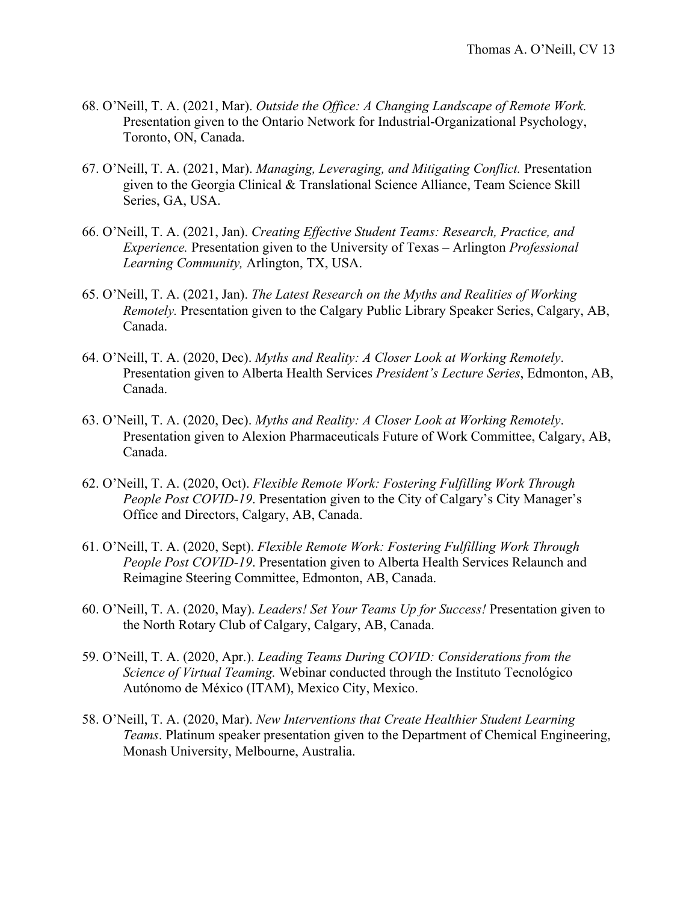68. O'Neill, T. A. (2021, Mar). *Outside the Office: A Changing Landscape of Remote Work.* Presentation given to the Ontario Network for Industrial-Organizational Psychology, Toronto, ON, Canada.

67. O'Neill, T. A. (2021, Mar). *Managing, Leveraging, and Mitigating Conflict.* Presentation given to the Georgia Clinical & Translational Science Alliance, Team Science Skill Series, GA, USA.

66. O'Neill, T. A. (2021, Jan). *Creating Effective Student Teams: Research, Practice, and Experience.* Presentation given to the University of Texas – Arlington *Professional Learning Community,* Arlington, TX, USA.

65. O'Neill, T. A. (2021, Jan). *The Latest Research on the Myths and Realities of Working Remotely.* Presentation given to the Calgary Public Library Speaker Series, Calgary, AB, Canada.

64. O'Neill, T. A. (2020, Dec). *Myths and Reality: A Closer Look at Working Remotely*. Presentation given to Alberta Health Services *President's Lecture Series*, Edmonton, AB, Canada.

63. O'Neill, T. A. (2020, Dec). *Myths and Reality: A Closer Look at Working Remotely*. Presentation given to Alexion Pharmaceuticals Future of Work Committee, Calgary, AB, Canada.

62. O'Neill, T. A. (2020, Oct). *Flexible Remote Work: Fostering Fulfilling Work Through People Post COVID-19*. Presentation given to the City of Calgary's City Manager's Office and Directors, Calgary, AB, Canada.

61. O'Neill, T. A. (2020, Sept). *Flexible Remote Work: Fostering Fulfilling Work Through People Post COVID-19*. Presentation given to Alberta Health Services Relaunch and Reimagine Steering Committee, Edmonton, AB, Canada.

60. O'Neill, T. A. (2020, May). *Leaders! Set Your Teams Up for Success!* Presentation given to the North Rotary Club of Calgary, Calgary, AB, Canada.

59. O'Neill, T. A. (2020, Apr.). *Leading Teams During COVID: Considerations from the Science of Virtual Teaming.* Webinar conducted through the Instituto Tecnológico Autónomo de México (ITAM), Mexico City, Mexico.

58. O'Neill, T. A. (2020, Mar). *New Interventions that Create Healthier Student Learning Teams*. Platinum speaker presentation given to the Department of Chemical Engineering, Monash University, Melbourne, Australia.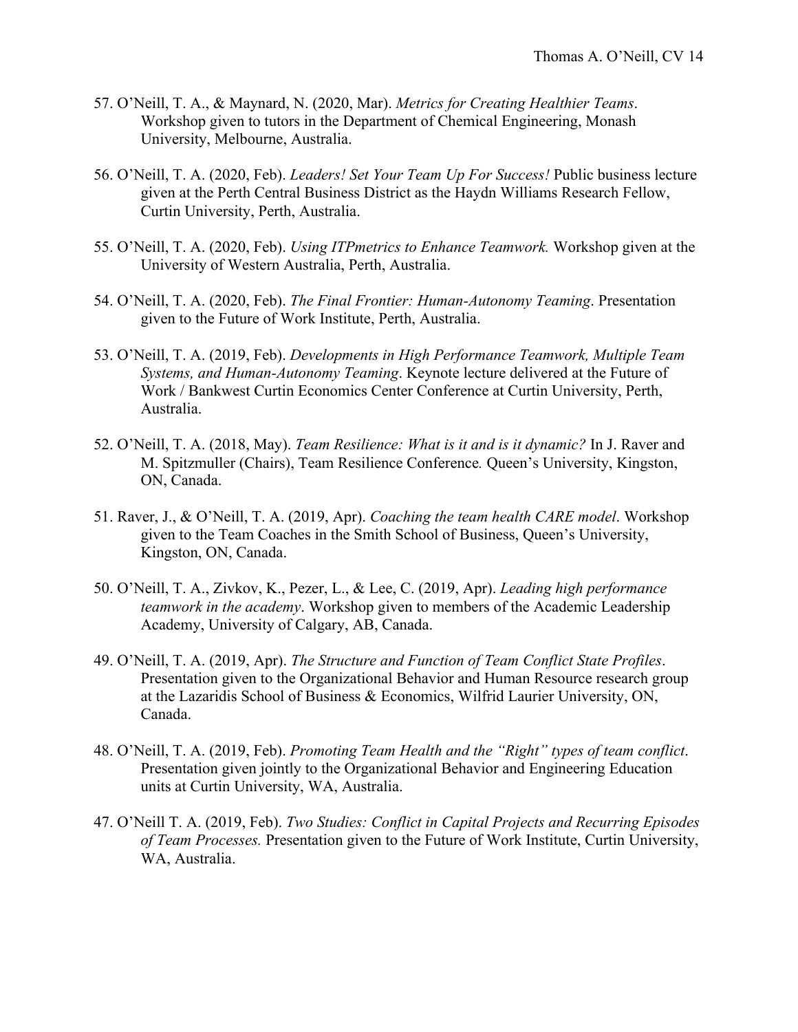57. O'Neill, T. A., & Maynard, N. (2020, Mar). *Metrics for Creating Healthier Teams*. Workshop given to tutors in the Department of Chemical Engineering, Monash University, Melbourne, Australia.

56. O'Neill, T. A. (2020, Feb). *Leaders! Set Your Team Up For Success!* Public business lecture given at the Perth Central Business District as the Haydn Williams Research Fellow, Curtin University, Perth, Australia.

55. O'Neill, T. A. (2020, Feb). *Using ITPmetrics to Enhance Teamwork.* Workshop given at the University of Western Australia, Perth, Australia.

54. O'Neill, T. A. (2020, Feb). *The Final Frontier: Human-Autonomy Teaming*. Presentation given to the Future of Work Institute, Perth, Australia.

53. O'Neill, T. A. (2019, Feb). *Developments in High Performance Teamwork, Multiple Team Systems, and Human-Autonomy Teaming*. Keynote lecture delivered at the Future of Work / Bankwest Curtin Economics Center Conference at Curtin University, Perth, Australia.

52. O'Neill, T. A. (2018, May). *Team Resilience: What is it and is it dynamic?* In J. Raver and M. Spitzmuller (Chairs), Team Resilience Conference*.* Queen's University, Kingston, ON, Canada.

51. Raver, J., & O'Neill, T. A. (2019, Apr). *Coaching the team health CARE model*. Workshop given to the Team Coaches in the Smith School of Business, Queen's University, Kingston, ON, Canada.

50. O'Neill, T. A., Zivkov, K., Pezer, L., & Lee, C. (2019, Apr). *Leading high performance teamwork in the academy*. Workshop given to members of the Academic Leadership Academy, University of Calgary, AB, Canada.

49. O'Neill, T. A. (2019, Apr). *The Structure and Function of Team Conflict State Profiles*. Presentation given to the Organizational Behavior and Human Resource research group at the Lazaridis School of Business & Economics, Wilfrid Laurier University, ON, Canada.

48. O'Neill, T. A. (2019, Feb). *Promoting Team Health and the "Right" types of team conflict*. Presentation given jointly to the Organizational Behavior and Engineering Education units at Curtin University, WA, Australia.

47. O'Neill T. A. (2019, Feb). *Two Studies: Conflict in Capital Projects and Recurring Episodes of Team Processes.* Presentation given to the Future of Work Institute, Curtin University, WA, Australia.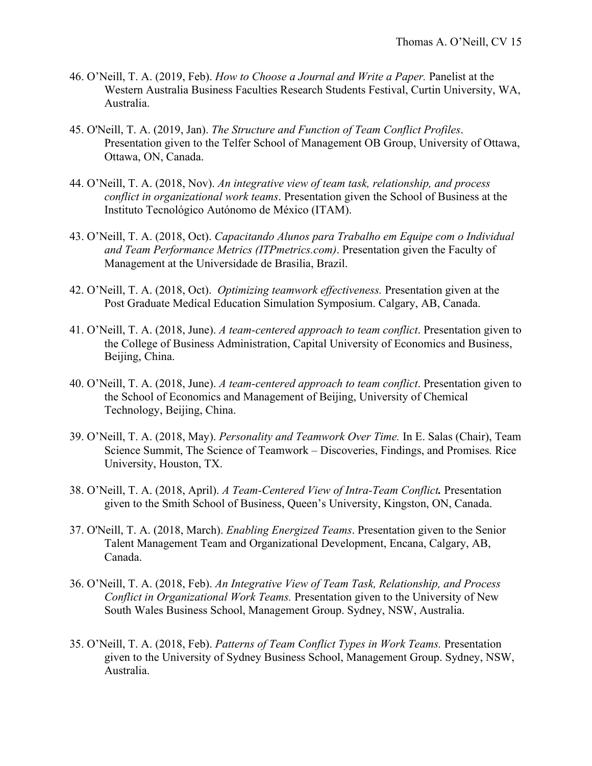46. O'Neill, T. A. (2019, Feb). *How to Choose a Journal and Write a Paper.* Panelist at the Western Australia Business Faculties Research Students Festival, Curtin University, WA, Australia.

45. O'Neill, T. A. (2019, Jan). *The Structure and Function of Team Conflict Profiles*. Presentation given to the Telfer School of Management OB Group, University of Ottawa, Ottawa, ON, Canada.

44. O'Neill, T. A. (2018, Nov). *An integrative view of team task, relationship, and process conflict in organizational work teams*. Presentation given the School of Business at the Instituto Tecnológico Autónomo de México (ITAM).

43. O'Neill, T. A. (2018, Oct). *Capacitando Alunos para Trabalho em Equipe com o Individual and Team Performance Metrics (ITPmetrics.com)*. Presentation given the Faculty of Management at the Universidade de Brasilia, Brazil.

42. O'Neill, T. A. (2018, Oct). *Optimizing teamwork effectiveness.* Presentation given at the Post Graduate Medical Education Simulation Symposium. Calgary, AB, Canada.

41. O'Neill, T. A. (2018, June). *A team-centered approach to team conflict*. Presentation given to the College of Business Administration, Capital University of Economics and Business, Beijing, China.

40. O'Neill, T. A. (2018, June). *A team-centered approach to team conflict*. Presentation given to the School of Economics and Management of Beijing, University of Chemical Technology, Beijing, China.

39. O'Neill, T. A. (2018, May). *Personality and Teamwork Over Time.* In E. Salas (Chair), Team Science Summit, The Science of Teamwork – Discoveries, Findings, and Promises*.* Rice University, Houston, TX.

38. O'Neill, T. A. (2018, April). *A Team-Centered View of Intra-Team Conflict***.** Presentation given to the Smith School of Business, Queen's University, Kingston, ON, Canada.

37. O'Neill, T. A. (2018, March). *Enabling Energized Teams*. Presentation given to the Senior Talent Management Team and Organizational Development, Encana, Calgary, AB, Canada.

36. O'Neill, T. A. (2018, Feb). *An Integrative View of Team Task, Relationship, and Process Conflict in Organizational Work Teams.* Presentation given to the University of New South Wales Business School, Management Group. Sydney, NSW, Australia.

35. O'Neill, T. A. (2018, Feb). *Patterns of Team Conflict Types in Work Teams.* Presentation given to the University of Sydney Business School, Management Group. Sydney, NSW, Australia.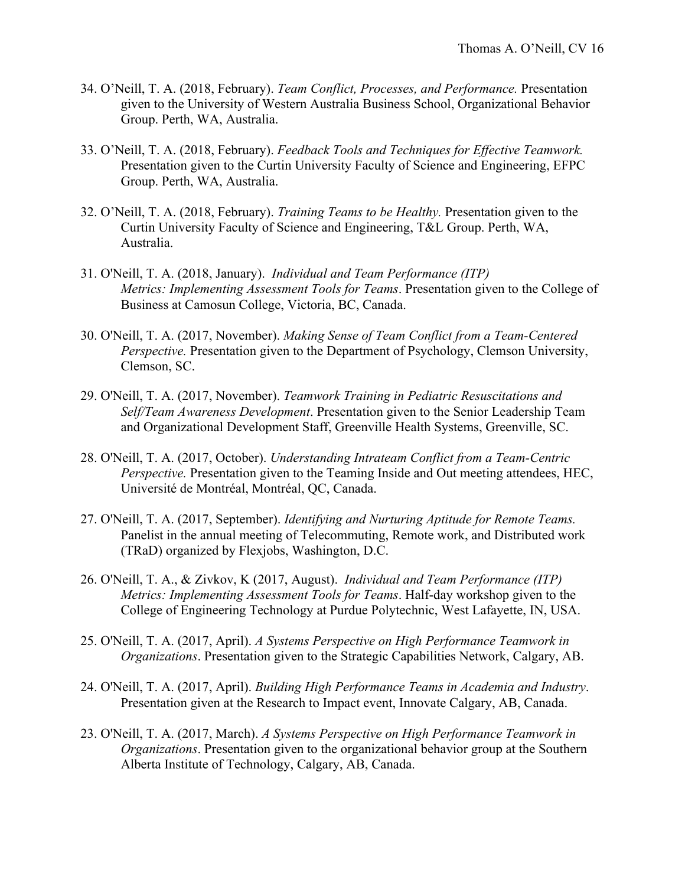34. O'Neill, T. A. (2018, February). *Team Conflict, Processes, and Performance.* Presentation given to the University of Western Australia Business School, Organizational Behavior Group. Perth, WA, Australia.

33. O'Neill, T. A. (2018, February). *Feedback Tools and Techniques for Effective Teamwork.* Presentation given to the Curtin University Faculty of Science and Engineering, EFPC Group. Perth, WA, Australia.

32. O'Neill, T. A. (2018, February). *Training Teams to be Healthy.* Presentation given to the Curtin University Faculty of Science and Engineering, T&L Group. Perth, WA, Australia.

31. O'Neill, T. A. (2018, January). *Individual and Team Performance (ITP) Metrics: Implementing Assessment Tools for Teams*. Presentation given to the College of Business at Camosun College, Victoria, BC, Canada.

30. O'Neill, T. A. (2017, November). *Making Sense of Team Conflict from a Team-Centered Perspective.* Presentation given to the Department of Psychology, Clemson University, Clemson, SC.

29. O'Neill, T. A. (2017, November). *Teamwork Training in Pediatric Resuscitations and Self/Team Awareness Development*. Presentation given to the Senior Leadership Team and Organizational Development Staff, Greenville Health Systems, Greenville, SC.

28. O'Neill, T. A. (2017, October). *Understanding Intrateam Conflict from a Team-Centric Perspective.* Presentation given to the Teaming Inside and Out meeting attendees, HEC, Université de Montréal, Montréal, QC, Canada.

27. O'Neill, T. A. (2017, September). *Identifying and Nurturing Aptitude for Remote Teams.* Panelist in the annual meeting of Telecommuting, Remote work, and Distributed work (TRaD) organized by Flexjobs, Washington, D.C.

26. O'Neill, T. A., & Zivkov, K (2017, August). *Individual and Team Performance (ITP) Metrics: Implementing Assessment Tools for Teams*. Half-day workshop given to the College of Engineering Technology at Purdue Polytechnic, West Lafayette, IN, USA.

25. O'Neill, T. A. (2017, April). *A Systems Perspective on High Performance Teamwork in Organizations*. Presentation given to the Strategic Capabilities Network, Calgary, AB.

24. O'Neill, T. A. (2017, April). *Building High Performance Teams in Academia and Industry*. Presentation given at the Research to Impact event, Innovate Calgary, AB, Canada.

23. O'Neill, T. A. (2017, March). *A Systems Perspective on High Performance Teamwork in Organizations*. Presentation given to the organizational behavior group at the Southern Alberta Institute of Technology, Calgary, AB, Canada.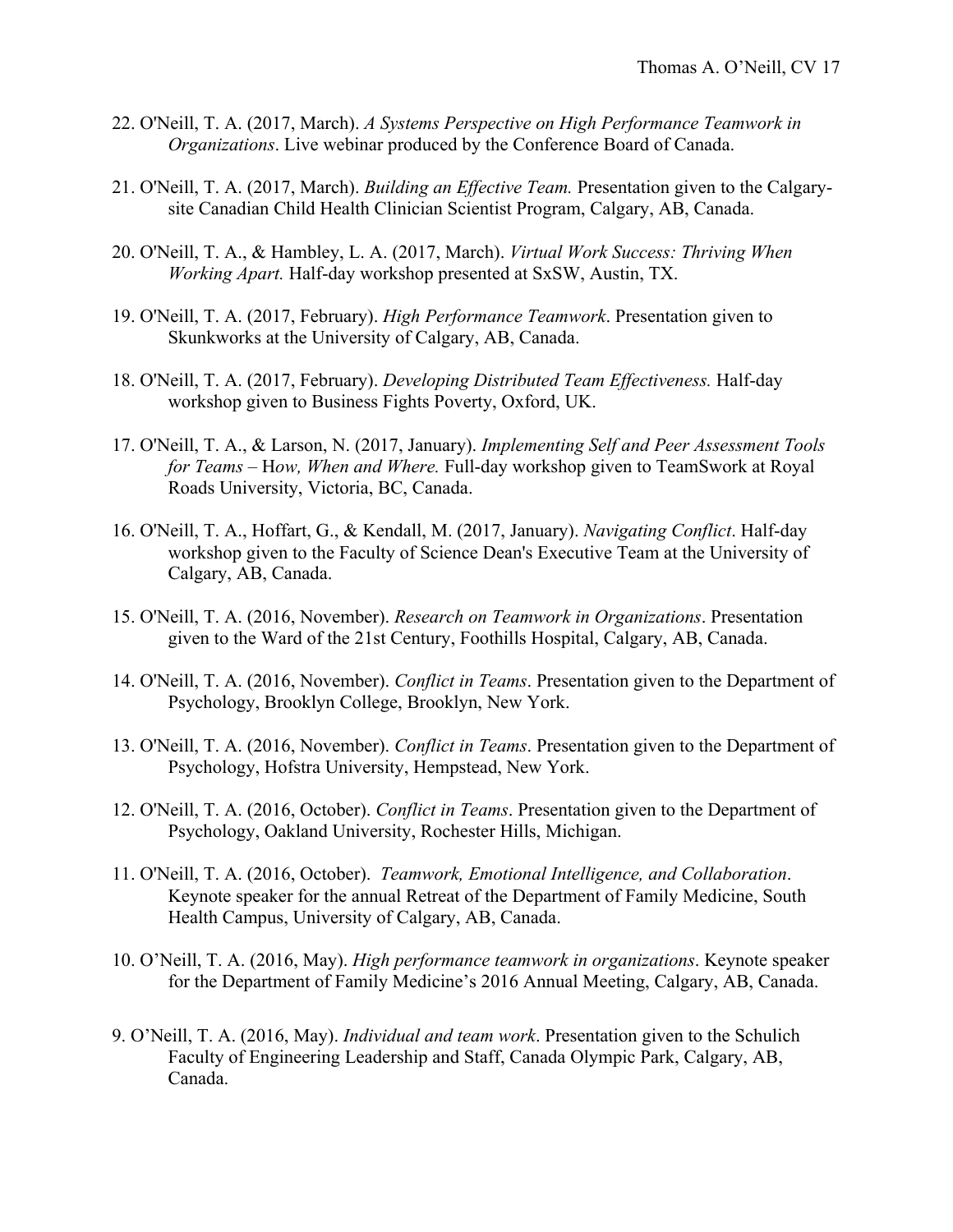22. O'Neill, T. A. (2017, March). *A Systems Perspective on High Performance Teamwork in Organizations*. Live webinar produced by the Conference Board of Canada.

21. O'Neill, T. A. (2017, March). *Building an Effective Team.* Presentation given to the Calgary-site Canadian Child Health Clinician Scientist Program, Calgary, AB, Canada.

20. O'Neill, T. A., & Hambley, L. A. (2017, March). *Virtual Work Success: Thriving When Working Apart.* Half-day workshop presented at SxSW, Austin, TX.

19. O'Neill, T. A. (2017, February). *High Performance Teamwork*. Presentation given to Skunkworks at the University of Calgary, AB, Canada.

18. O'Neill, T. A. (2017, February). *Developing Distributed Team Effectiveness.* Half-day workshop given to Business Fights Poverty, Oxford, UK.

17. O'Neill, T. A., & Larson, N. (2017, January). *Implementing Self and Peer Assessment Tools for Teams – How, When and Where.* Full-day workshop given to TeamSwork at Royal Roads University, Victoria, BC, Canada.

16. O'Neill, T. A., Hoffart, G., & Kendall, M. (2017, January). *Navigating Conflict*. Half-day workshop given to the Faculty of Science Dean's Executive Team at the University of Calgary, AB, Canada.

15. O'Neill, T. A. (2016, November). *Research on Teamwork in Organizations*. Presentation given to the Ward of the 21st Century, Foothills Hospital, Calgary, AB, Canada.

14. O'Neill, T. A. (2016, November). *Conflict in Teams*. Presentation given to the Department of Psychology, Brooklyn College, Brooklyn, New York.

13. O'Neill, T. A. (2016, November). *Conflict in Teams*. Presentation given to the Department of Psychology, Hofstra University, Hempstead, New York.

12. O'Neill, T. A. (2016, October). *Conflict in Teams*. Presentation given to the Department of Psychology, Oakland University, Rochester Hills, Michigan.

11. O'Neill, T. A. (2016, October). *Teamwork, Emotional Intelligence, and Collaboration*. Keynote speaker for the annual Retreat of the Department of Family Medicine, South Health Campus, University of Calgary, AB, Canada.

10. O'Neill, T. A. (2016, May). *High performance teamwork in organizations*. Keynote speaker for the Department of Family Medicine's 2016 Annual Meeting, Calgary, AB, Canada.

9. O'Neill, T. A. (2016, May). *Individual and team work*. Presentation given to the Schulich Faculty of Engineering Leadership and Staff, Canada Olympic Park, Calgary, AB, Canada.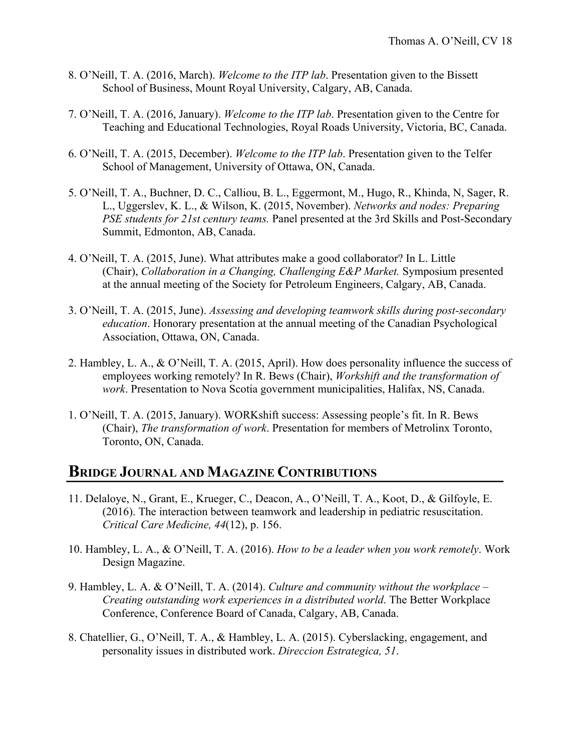8. O'Neill, T. A. (2016, March). *Welcome to the ITP lab*. Presentation given to the Bissett School of Business, Mount Royal University, Calgary, AB, Canada.

7. O'Neill, T. A. (2016, January). *Welcome to the ITP lab*. Presentation given to the Centre for Teaching and Educational Technologies, Royal Roads University, Victoria, BC, Canada.

6. O'Neill, T. A. (2015, December). *Welcome to the ITP lab*. Presentation given to the Telfer School of Management, University of Ottawa, ON, Canada.

5. O'Neill, T. A., Buchner, D. C., Calliou, B. L., Eggermont, M., Hugo, R., Khinda, N, Sager, R. L., Uggerslev, K. L., & Wilson, K. (2015, November). *Networks and nodes: Preparing PSE students for 21st century teams.* Panel presented at the 3rd Skills and Post-Secondary Summit, Edmonton, AB, Canada.

4. O'Neill, T. A. (2015, June). What attributes make a good collaborator? In L. Little (Chair), *Collaboration in a Changing, Challenging E&P Market.* Symposium presented at the annual meeting of the Society for Petroleum Engineers, Calgary, AB, Canada.

3. O'Neill, T. A. (2015, June). *Assessing and developing teamwork skills during post-secondary education*. Honorary presentation at the annual meeting of the Canadian Psychological Association, Ottawa, ON, Canada.

2. Hambley, L. A., & O'Neill, T. A. (2015, April). How does personality influence the success of employees working remotely? In R. Bews (Chair), *Workshift and the transformation of work*. Presentation to Nova Scotia government municipalities, Halifax, NS, Canada.

1. O'Neill, T. A. (2015, January). WORKshift success: Assessing people's fit. In R. Bews (Chair), *The transformation of work*. Presentation for members of Metrolinx Toronto, Toronto, ON, Canada.

## Bridge Journal and Magazine Contributions

11. Delaloye, N., Grant, E., Krueger, C., Deacon, A., O'Neill, T. A., Koot, D., & Gilfoyle, E. (2016). The interaction between teamwork and leadership in pediatric resuscitation. *Critical Care Medicine, 44*(12), p. 156.

10. Hambley, L. A., & O'Neill, T. A. (2016). *How to be a leader when you work remotely*. Work Design Magazine.

9. Hambley, L. A. & O'Neill, T. A. (2014). *Culture and community without the workplace – Creating outstanding work experiences in a distributed world*. The Better Workplace Conference, Conference Board of Canada, Calgary, AB, Canada.

8. Chatellier, G., O'Neill, T. A., & Hambley, L. A. (2015). Cyberslacking, engagement, and personality issues in distributed work. *Direccion Estrategica, 51*.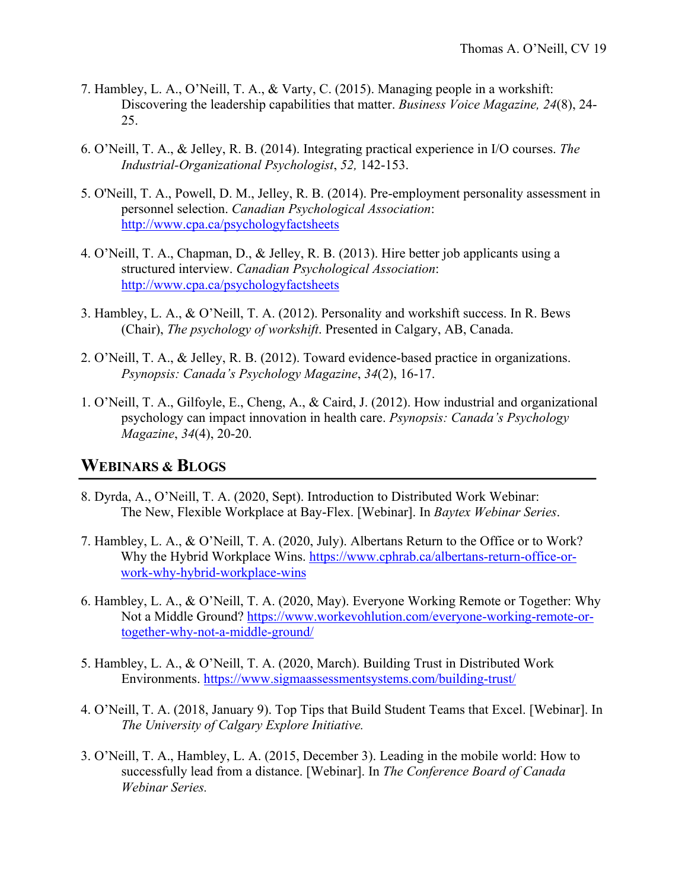7. Hambley, L. A., O'Neill, T. A., & Varty, C. (2015). Managing people in a workshift: Discovering the leadership capabilities that matter. *Business Voice Magazine, 24*(8), 24-25.

6. O'Neill, T. A., & Jelley, R. B. (2014). Integrating practical experience in I/O courses. *The Industrial-Organizational Psychologist*, *52,* 142-153.

5. O'Neill, T. A., Powell, D. M., Jelley, R. B. (2014). Pre-employment personality assessment in personnel selection. *Canadian Psychological Association*: http://www.cpa.ca/psychologyfactsheets

4. O'Neill, T. A., Chapman, D., & Jelley, R. B. (2013). Hire better job applicants using a structured interview. *Canadian Psychological Association*: http://www.cpa.ca/psychologyfactsheets

3. Hambley, L. A., & O'Neill, T. A. (2012). Personality and workshift success. In R. Bews (Chair), *The psychology of workshift*. Presented in Calgary, AB, Canada.

2. O'Neill, T. A., & Jelley, R. B. (2012). Toward evidence-based practice in organizations. *Psynopsis: Canada's Psychology Magazine*, *34*(2), 16-17.

1. O'Neill, T. A., Gilfoyle, E., Cheng, A., & Caird, J. (2012). How industrial and organizational psychology can impact innovation in health care. *Psynopsis: Canada's Psychology Magazine*, *34*(4), 20-20.

## WEBINARS & BLOGS

8. Dyrda, A., O'Neill, T. A. (2020, Sept). Introduction to Distributed Work Webinar: The New, Flexible Workplace at Bay-Flex. [Webinar]. In *Baytex Webinar Series*.

7. Hambley, L. A., & O'Neill, T. A. (2020, July). Albertans Return to the Office or to Work? Why the Hybrid Workplace Wins. https://www.cphrab.ca/albertans-return-office-or-work-why-hybrid-workplace-wins

6. Hambley, L. A., & O'Neill, T. A. (2020, May). Everyone Working Remote or Together: Why Not a Middle Ground? https://www.workevohlution.com/everyone-working-remote-or-together-why-not-a-middle-ground/

5. Hambley, L. A., & O'Neill, T. A. (2020, March). Building Trust in Distributed Work Environments. https://www.sigmaassessmentsystems.com/building-trust/

4. O'Neill, T. A. (2018, January 9). Top Tips that Build Student Teams that Excel. [Webinar]. In *The University of Calgary Explore Initiative.*

3. O'Neill, T. A., Hambley, L. A. (2015, December 3). Leading in the mobile world: How to successfully lead from a distance. [Webinar]. In *The Conference Board of Canada Webinar Series.*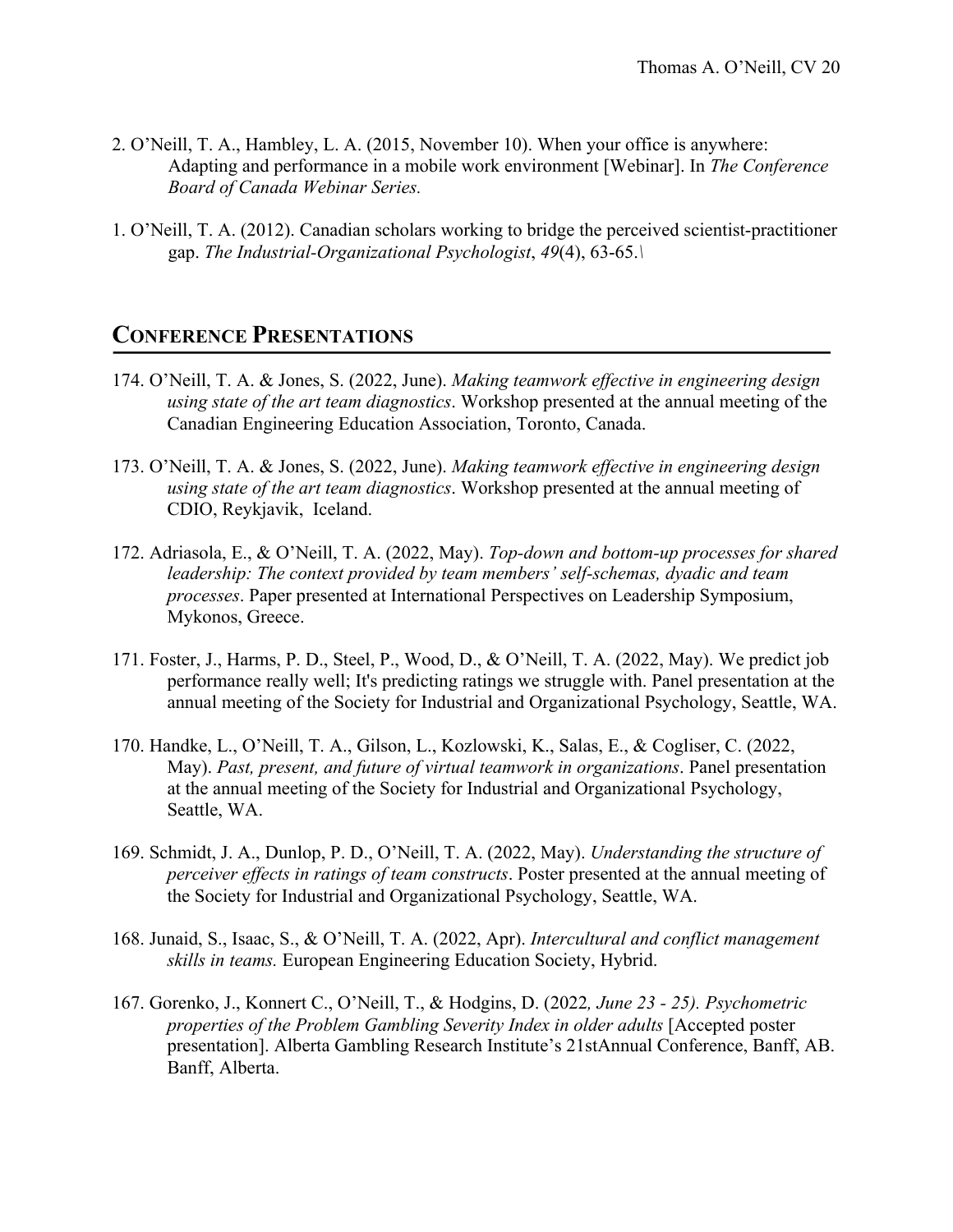2. O'Neill, T. A., Hambley, L. A. (2015, November 10). When your office is anywhere: Adapting and performance in a mobile work environment [Webinar]. In *The Conference Board of Canada Webinar Series.*

1. O'Neill, T. A. (2012). Canadian scholars working to bridge the perceived scientist-practitioner gap. *The Industrial-Organizational Psychologist*, *49*(4), 63-65.\

## CONFERENCE PRESENTATIONS

174. O'Neill, T. A. & Jones, S. (2022, June). *Making teamwork effective in engineering design using state of the art team diagnostics*. Workshop presented at the annual meeting of the Canadian Engineering Education Association, Toronto, Canada.

173. O'Neill, T. A. & Jones, S. (2022, June). *Making teamwork effective in engineering design using state of the art team diagnostics*. Workshop presented at the annual meeting of CDIO, Reykjavik, Iceland.

172. Adriasola, E., & O'Neill, T. A. (2022, May). *Top-down and bottom-up processes for shared leadership: The context provided by team members' self-schemas, dyadic and team processes*. Paper presented at International Perspectives on Leadership Symposium, Mykonos, Greece.

171. Foster, J., Harms, P. D., Steel, P., Wood, D., & O'Neill, T. A. (2022, May). We predict job performance really well; It's predicting ratings we struggle with. Panel presentation at the annual meeting of the Society for Industrial and Organizational Psychology, Seattle, WA.

170. Handke, L., O'Neill, T. A., Gilson, L., Kozlowski, K., Salas, E., & Cogliser, C. (2022, May). *Past, present, and future of virtual teamwork in organizations*. Panel presentation at the annual meeting of the Society for Industrial and Organizational Psychology, Seattle, WA.

169. Schmidt, J. A., Dunlop, P. D., O'Neill, T. A. (2022, May). *Understanding the structure of perceiver effects in ratings of team constructs*. Poster presented at the annual meeting of the Society for Industrial and Organizational Psychology, Seattle, WA.

168. Junaid, S., Isaac, S., & O'Neill, T. A. (2022, Apr). *Intercultural and conflict management skills in teams.* European Engineering Education Society, Hybrid.

167. Gorenko, J., Konnert C., O'Neill, T., & Hodgins, D. (2022*, June 23 - 25). Psychometric properties of the Problem Gambling Severity Index in older adults* [Accepted poster presentation]. Alberta Gambling Research Institute's 21stAnnual Conference, Banff, AB. Banff, Alberta.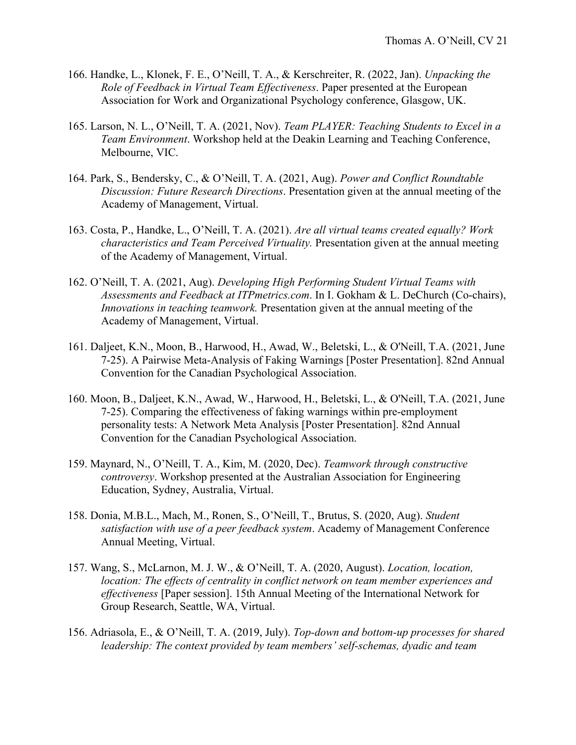166. Handke, L., Klonek, F. E., O'Neill, T. A., & Kerschreiter, R. (2022, Jan). *Unpacking the Role of Feedback in Virtual Team Effectiveness*. Paper presented at the European Association for Work and Organizational Psychology conference, Glasgow, UK.

165. Larson, N. L., O'Neill, T. A. (2021, Nov). *Team PLAYER: Teaching Students to Excel in a Team Environment*. Workshop held at the Deakin Learning and Teaching Conference, Melbourne, VIC.

164. Park, S., Bendersky, C., & O'Neill, T. A. (2021, Aug). *Power and Conflict Roundtable Discussion: Future Research Directions*. Presentation given at the annual meeting of the Academy of Management, Virtual.

163. Costa, P., Handke, L., O'Neill, T. A. (2021). *Are all virtual teams created equally? Work characteristics and Team Perceived Virtuality.* Presentation given at the annual meeting of the Academy of Management, Virtual.

162. O'Neill, T. A. (2021, Aug). *Developing High Performing Student Virtual Teams with Assessments and Feedback at ITPmetrics.com*. In I. Gokham & L. DeChurch (Co-chairs), *Innovations in teaching teamwork.* Presentation given at the annual meeting of the Academy of Management, Virtual.

161. Daljeet, K.N., Moon, B., Harwood, H., Awad, W., Beletski, L., & O'Neill, T.A. (2021, June 7-25). A Pairwise Meta-Analysis of Faking Warnings [Poster Presentation]. 82nd Annual Convention for the Canadian Psychological Association.

160. Moon, B., Daljeet, K.N., Awad, W., Harwood, H., Beletski, L., & O'Neill, T.A. (2021, June 7-25). Comparing the effectiveness of faking warnings within pre-employment personality tests: A Network Meta Analysis [Poster Presentation]. 82nd Annual Convention for the Canadian Psychological Association.

159. Maynard, N., O'Neill, T. A., Kim, M. (2020, Dec). *Teamwork through constructive controversy*. Workshop presented at the Australian Association for Engineering Education, Sydney, Australia, Virtual.

158. Donia, M.B.L., Mach, M., Ronen, S., O'Neill, T., Brutus, S. (2020, Aug). *Student satisfaction with use of a peer feedback system*. Academy of Management Conference Annual Meeting, Virtual.

157. Wang, S., McLarnon, M. J. W., & O'Neill, T. A. (2020, August). *Location, location, location: The effects of centrality in conflict network on team member experiences and effectiveness* [Paper session]. 15th Annual Meeting of the International Network for Group Research, Seattle, WA, Virtual.

156. Adriasola, E., & O'Neill, T. A. (2019, July). *Top-down and bottom-up processes for shared leadership: The context provided by team members' self-schemas, dyadic and team*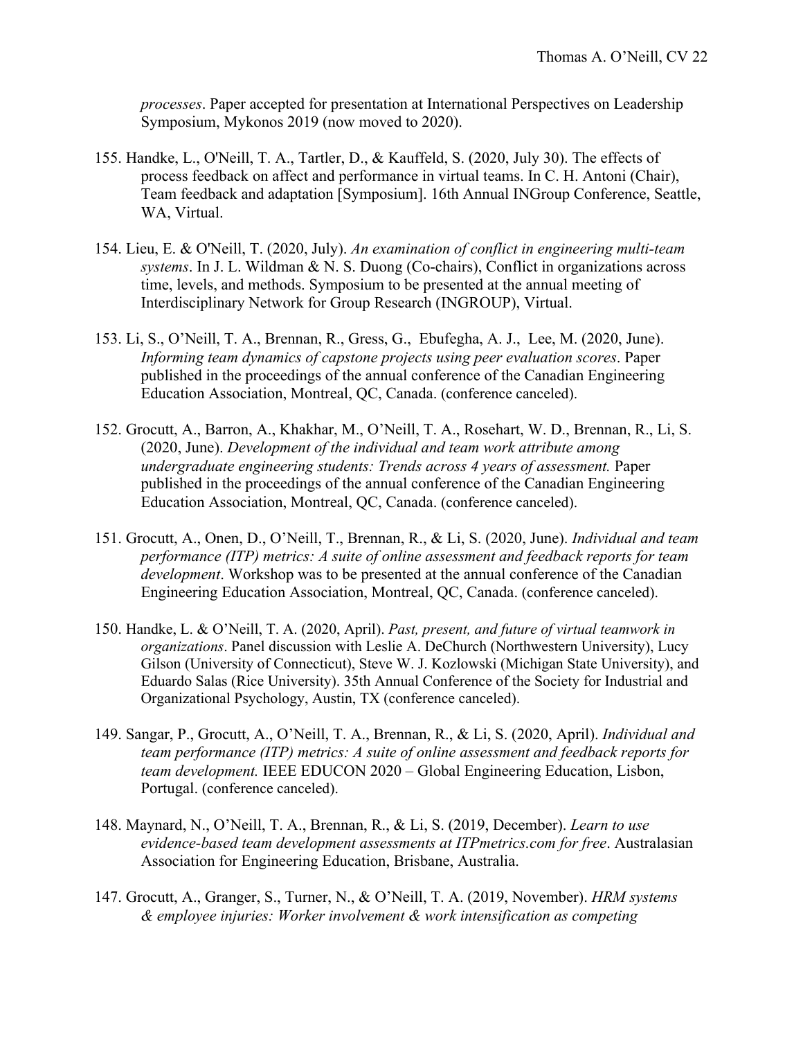*processes*. Paper accepted for presentation at International Perspectives on Leadership Symposium, Mykonos 2019 (now moved to 2020).

155. Handke, L., O'Neill, T. A., Tartler, D., & Kauffeld, S. (2020, July 30). The effects of process feedback on affect and performance in virtual teams. In C. H. Antoni (Chair), Team feedback and adaptation [Symposium]. 16th Annual INGroup Conference, Seattle, WA, Virtual.

154. Lieu, E. & O'Neill, T. (2020, July). *An examination of conflict in engineering multi-team systems*. In J. L. Wildman & N. S. Duong (Co-chairs), Conflict in organizations across time, levels, and methods. Symposium to be presented at the annual meeting of Interdisciplinary Network for Group Research (INGROUP), Virtual.

153. Li, S., O'Neill, T. A., Brennan, R., Gress, G., Ebufegha, A. J., Lee, M. (2020, June). *Informing team dynamics of capstone projects using peer evaluation scores*. Paper published in the proceedings of the annual conference of the Canadian Engineering Education Association, Montreal, QC, Canada. (conference canceled).

152. Grocutt, A., Barron, A., Khakhar, M., O'Neill, T. A., Rosehart, W. D., Brennan, R., Li, S. (2020, June). *Development of the individual and team work attribute among undergraduate engineering students: Trends across 4 years of assessment.* Paper published in the proceedings of the annual conference of the Canadian Engineering Education Association, Montreal, QC, Canada. (conference canceled).

151. Grocutt, A., Onen, D., O'Neill, T., Brennan, R., & Li, S. (2020, June). *Individual and team performance (ITP) metrics: A suite of online assessment and feedback reports for team development*. Workshop was to be presented at the annual conference of the Canadian Engineering Education Association, Montreal, QC, Canada. (conference canceled).

150. Handke, L. & O'Neill, T. A. (2020, April). *Past, present, and future of virtual teamwork in organizations*. Panel discussion with Leslie A. DeChurch (Northwestern University), Lucy Gilson (University of Connecticut), Steve W. J. Kozlowski (Michigan State University), and Eduardo Salas (Rice University). 35th Annual Conference of the Society for Industrial and Organizational Psychology, Austin, TX (conference canceled).

149. Sangar, P., Grocutt, A., O'Neill, T. A., Brennan, R., & Li, S. (2020, April). *Individual and team performance (ITP) metrics: A suite of online assessment and feedback reports for team development.* IEEE EDUCON 2020 – Global Engineering Education, Lisbon, Portugal. (conference canceled).

148. Maynard, N., O'Neill, T. A., Brennan, R., & Li, S. (2019, December). *Learn to use evidence-based team development assessments at ITPmetrics.com for free*. Australasian Association for Engineering Education, Brisbane, Australia.

147. Grocutt, A., Granger, S., Turner, N., & O'Neill, T. A. (2019, November). *HRM systems & employee injuries: Worker involvement & work intensification as competing*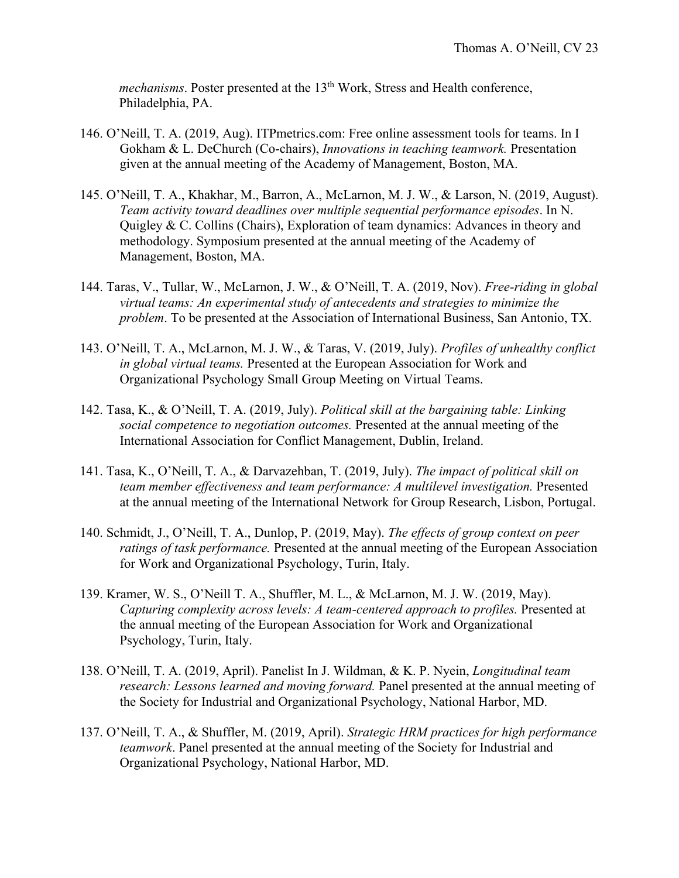*mechanisms*. Poster presented at the 13th Work, Stress and Health conference, Philadelphia, PA.

146. O'Neill, T. A. (2019, Aug). ITPmetrics.com: Free online assessment tools for teams. In I Gokham & L. DeChurch (Co-chairs), *Innovations in teaching teamwork.* Presentation given at the annual meeting of the Academy of Management, Boston, MA.

145. O'Neill, T. A., Khakhar, M., Barron, A., McLarnon, M. J. W., & Larson, N. (2019, August). *Team activity toward deadlines over multiple sequential performance episodes*. In N. Quigley & C. Collins (Chairs), Exploration of team dynamics: Advances in theory and methodology. Symposium presented at the annual meeting of the Academy of Management, Boston, MA.

144. Taras, V., Tullar, W., McLarnon, J. W., & O'Neill, T. A. (2019, Nov). *Free-riding in global virtual teams: An experimental study of antecedents and strategies to minimize the problem*. To be presented at the Association of International Business, San Antonio, TX.

143. O'Neill, T. A., McLarnon, M. J. W., & Taras, V. (2019, July). *Profiles of unhealthy conflict in global virtual teams.* Presented at the European Association for Work and Organizational Psychology Small Group Meeting on Virtual Teams.

142. Tasa, K., & O'Neill, T. A. (2019, July). *Political skill at the bargaining table: Linking social competence to negotiation outcomes.* Presented at the annual meeting of the International Association for Conflict Management, Dublin, Ireland.

141. Tasa, K., O'Neill, T. A., & Darvazehban, T. (2019, July). *The impact of political skill on team member effectiveness and team performance: A multilevel investigation.* Presented at the annual meeting of the International Network for Group Research, Lisbon, Portugal.

140. Schmidt, J., O'Neill, T. A., Dunlop, P. (2019, May). *The effects of group context on peer ratings of task performance.* Presented at the annual meeting of the European Association for Work and Organizational Psychology, Turin, Italy.

139. Kramer, W. S., O'Neill T. A., Shuffler, M. L., & McLarnon, M. J. W. (2019, May). *Capturing complexity across levels: A team-centered approach to profiles.* Presented at the annual meeting of the European Association for Work and Organizational Psychology, Turin, Italy.

138. O'Neill, T. A. (2019, April). Panelist In J. Wildman, & K. P. Nyein, *Longitudinal team research: Lessons learned and moving forward.* Panel presented at the annual meeting of the Society for Industrial and Organizational Psychology, National Harbor, MD.

137. O'Neill, T. A., & Shuffler, M. (2019, April). *Strategic HRM practices for high performance teamwork*. Panel presented at the annual meeting of the Society for Industrial and Organizational Psychology, National Harbor, MD.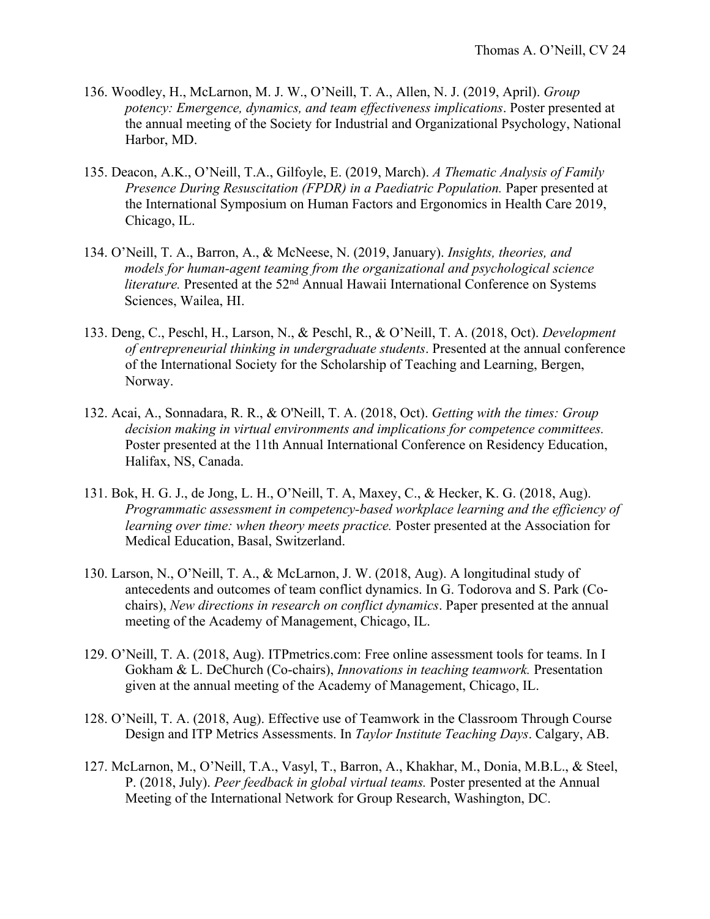136. Woodley, H., McLarnon, M. J. W., O'Neill, T. A., Allen, N. J. (2019, April). *Group potency: Emergence, dynamics, and team effectiveness implications*. Poster presented at the annual meeting of the Society for Industrial and Organizational Psychology, National Harbor, MD.

135. Deacon, A.K., O'Neill, T.A., Gilfoyle, E. (2019, March). *A Thematic Analysis of Family Presence During Resuscitation (FPDR) in a Paediatric Population.* Paper presented at the International Symposium on Human Factors and Ergonomics in Health Care 2019, Chicago, IL.

134. O'Neill, T. A., Barron, A., & McNeese, N. (2019, January). *Insights, theories, and models for human-agent teaming from the organizational and psychological science literature.* Presented at the 52nd Annual Hawaii International Conference on Systems Sciences, Wailea, HI.

133. Deng, C., Peschl, H., Larson, N., & Peschl, R., & O'Neill, T. A. (2018, Oct). *Development of entrepreneurial thinking in undergraduate students*. Presented at the annual conference of the International Society for the Scholarship of Teaching and Learning, Bergen, Norway.

132. Acai, A., Sonnadara, R. R., & O'Neill, T. A. (2018, Oct). *Getting with the times: Group decision making in virtual environments and implications for competence committees.* Poster presented at the 11th Annual International Conference on Residency Education, Halifax, NS, Canada.

131. Bok, H. G. J., de Jong, L. H., O'Neill, T. A, Maxey, C., & Hecker, K. G. (2018, Aug). *Programmatic assessment in competency-based workplace learning and the efficiency of learning over time: when theory meets practice.* Poster presented at the Association for Medical Education, Basal, Switzerland.

130. Larson, N., O'Neill, T. A., & McLarnon, J. W. (2018, Aug). A longitudinal study of antecedents and outcomes of team conflict dynamics. In G. Todorova and S. Park (Co-chairs), *New directions in research on conflict dynamics*. Paper presented at the annual meeting of the Academy of Management, Chicago, IL.

129. O'Neill, T. A. (2018, Aug). ITPmetrics.com: Free online assessment tools for teams. In I Gokham & L. DeChurch (Co-chairs), *Innovations in teaching teamwork.* Presentation given at the annual meeting of the Academy of Management, Chicago, IL.

128. O'Neill, T. A. (2018, Aug). Effective use of Teamwork in the Classroom Through Course Design and ITP Metrics Assessments. In *Taylor Institute Teaching Days*. Calgary, AB.

127. McLarnon, M., O'Neill, T.A., Vasyl, T., Barron, A., Khakhar, M., Donia, M.B.L., & Steel, P. (2018, July). *Peer feedback in global virtual teams.* Poster presented at the Annual Meeting of the International Network for Group Research, Washington, DC.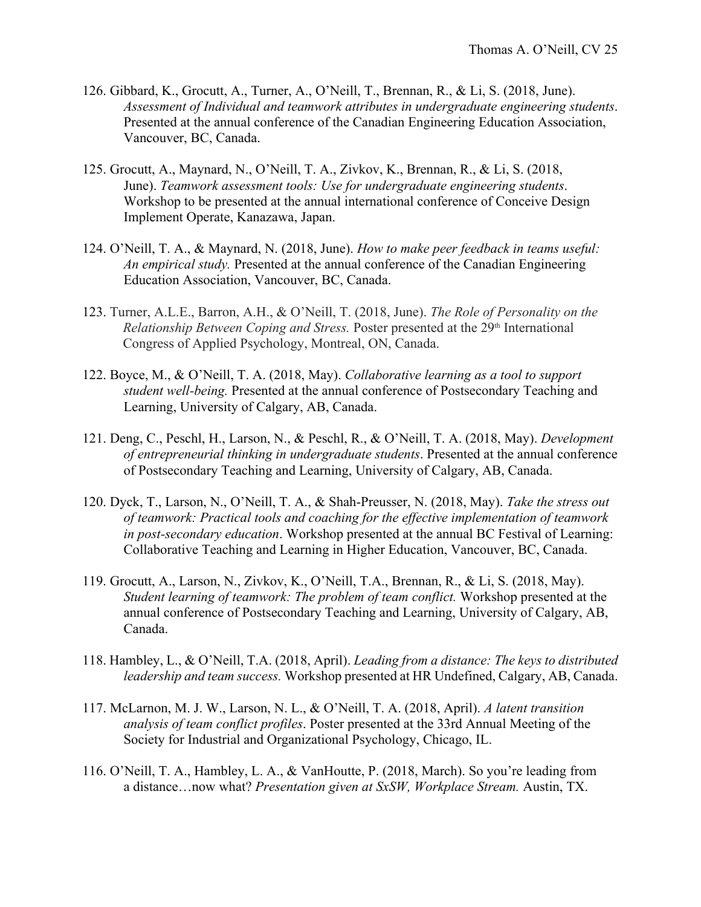126. Gibbard, K., Grocutt, A., Turner, A., O'Neill, T., Brennan, R., & Li, S. (2018, June). *Assessment of Individual and teamwork attributes in undergraduate engineering students*. Presented at the annual conference of the Canadian Engineering Education Association, Vancouver, BC, Canada.

125. Grocutt, A., Maynard, N., O'Neill, T. A., Zivkov, K., Brennan, R., & Li, S. (2018, June). *Teamwork assessment tools: Use for undergraduate engineering students*. Workshop to be presented at the annual international conference of Conceive Design Implement Operate, Kanazawa, Japan.

124. O'Neill, T. A., & Maynard, N. (2018, June). *How to make peer feedback in teams useful: An empirical study.* Presented at the annual conference of the Canadian Engineering Education Association, Vancouver, BC, Canada.

123. Turner, A.L.E., Barron, A.H., & O'Neill, T. (2018, June). *The Role of Personality on the Relationship Between Coping and Stress.* Poster presented at the 29th International Congress of Applied Psychology, Montreal, ON, Canada.

122. Boyce, M., & O'Neill, T. A. (2018, May). *Collaborative learning as a tool to support student well-being.* Presented at the annual conference of Postsecondary Teaching and Learning, University of Calgary, AB, Canada.

121. Deng, C., Peschl, H., Larson, N., & Peschl, R., & O'Neill, T. A. (2018, May). *Development of entrepreneurial thinking in undergraduate students*. Presented at the annual conference of Postsecondary Teaching and Learning, University of Calgary, AB, Canada.

120. Dyck, T., Larson, N., O'Neill, T. A., & Shah-Preusser, N. (2018, May). *Take the stress out of teamwork: Practical tools and coaching for the effective implementation of teamwork in post-secondary education*. Workshop presented at the annual BC Festival of Learning: Collaborative Teaching and Learning in Higher Education, Vancouver, BC, Canada.

119. Grocutt, A., Larson, N., Zivkov, K., O'Neill, T.A., Brennan, R., & Li, S. (2018, May). *Student learning of teamwork: The problem of team conflict.* Workshop presented at the annual conference of Postsecondary Teaching and Learning, University of Calgary, AB, Canada.

118. Hambley, L., & O'Neill, T.A. (2018, April). *Leading from a distance: The keys to distributed leadership and team success.* Workshop presented at HR Undefined, Calgary, AB, Canada.

117. McLarnon, M. J. W., Larson, N. L., & O'Neill, T. A. (2018, April). *A latent transition analysis of team conflict profiles*. Poster presented at the 33rd Annual Meeting of the Society for Industrial and Organizational Psychology, Chicago, IL.

116. O'Neill, T. A., Hambley, L. A., & VanHoutte, P. (2018, March). So you're leading from a distance…now what? *Presentation given at SxSW, Workplace Stream.* Austin, TX.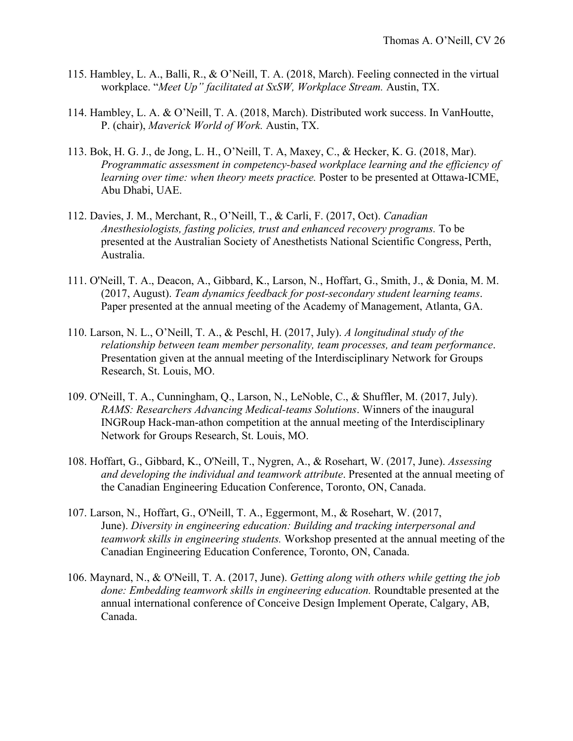115. Hambley, L. A., Balli, R., & O'Neill, T. A. (2018, March). Feeling connected in the virtual workplace. "*Meet Up" facilitated at SxSW, Workplace Stream.* Austin, TX.

114. Hambley, L. A. & O'Neill, T. A. (2018, March). Distributed work success. In VanHoutte, P. (chair), *Maverick World of Work.* Austin, TX.

113. Bok, H. G. J., de Jong, L. H., O'Neill, T. A, Maxey, C., & Hecker, K. G. (2018, Mar). *Programmatic assessment in competency-based workplace learning and the efficiency of learning over time: when theory meets practice.* Poster to be presented at Ottawa-ICME, Abu Dhabi, UAE.

112. Davies, J. M., Merchant, R., O'Neill, T., & Carli, F. (2017, Oct). *Canadian Anesthesiologists, fasting policies, trust and enhanced recovery programs.* To be presented at the Australian Society of Anesthetists National Scientific Congress, Perth, Australia.

111. O'Neill, T. A., Deacon, A., Gibbard, K., Larson, N., Hoffart, G., Smith, J., & Donia, M. M. (2017, August). *Team dynamics feedback for post-secondary student learning teams*. Paper presented at the annual meeting of the Academy of Management, Atlanta, GA.

110. Larson, N. L., O'Neill, T. A., & Peschl, H. (2017, July). *A longitudinal study of the relationship between team member personality, team processes, and team performance*. Presentation given at the annual meeting of the Interdisciplinary Network for Groups Research, St. Louis, MO.

109. O'Neill, T. A., Cunningham, Q., Larson, N., LeNoble, C., & Shuffler, M. (2017, July). *RAMS: Researchers Advancing Medical-teams Solutions*. Winners of the inaugural INGRoup Hack-man-athon competition at the annual meeting of the Interdisciplinary Network for Groups Research, St. Louis, MO.

108. Hoffart, G., Gibbard, K., O'Neill, T., Nygren, A., & Rosehart, W. (2017, June). *Assessing and developing the individual and teamwork attribute*. Presented at the annual meeting of the Canadian Engineering Education Conference, Toronto, ON, Canada.

107. Larson, N., Hoffart, G., O'Neill, T. A., Eggermont, M., & Rosehart, W. (2017, June). *Diversity in engineering education: Building and tracking interpersonal and teamwork skills in engineering students.* Workshop presented at the annual meeting of the Canadian Engineering Education Conference, Toronto, ON, Canada.

106. Maynard, N., & O'Neill, T. A. (2017, June). *Getting along with others while getting the job done: Embedding teamwork skills in engineering education.* Roundtable presented at the annual international conference of Conceive Design Implement Operate, Calgary, AB, Canada.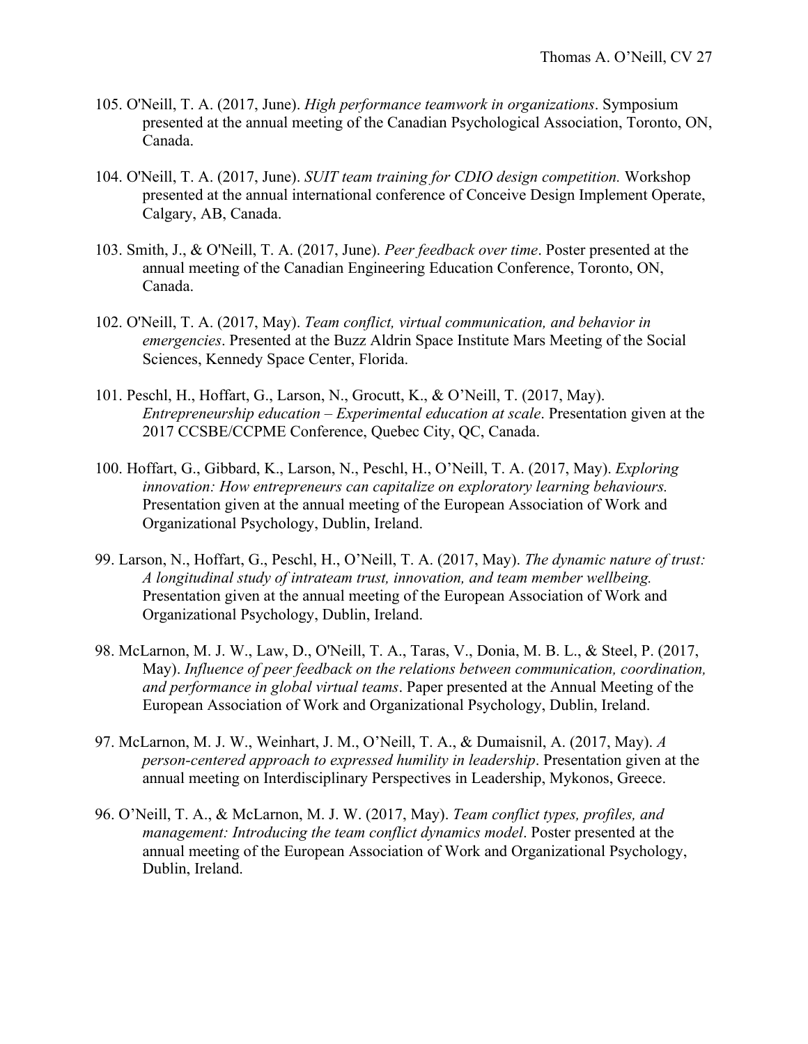105. O'Neill, T. A. (2017, June). *High performance teamwork in organizations*. Symposium presented at the annual meeting of the Canadian Psychological Association, Toronto, ON, Canada.

104. O'Neill, T. A. (2017, June). *SUIT team training for CDIO design competition.* Workshop presented at the annual international conference of Conceive Design Implement Operate, Calgary, AB, Canada.

103. Smith, J., & O'Neill, T. A. (2017, June). *Peer feedback over time*. Poster presented at the annual meeting of the Canadian Engineering Education Conference, Toronto, ON, Canada.

102. O'Neill, T. A. (2017, May). *Team conflict, virtual communication, and behavior in emergencies*. Presented at the Buzz Aldrin Space Institute Mars Meeting of the Social Sciences, Kennedy Space Center, Florida.

101. Peschl, H., Hoffart, G., Larson, N., Grocutt, K., & O'Neill, T. (2017, May). *Entrepreneurship education – Experimental education at scale*. Presentation given at the 2017 CCSBE/CCPME Conference, Quebec City, QC, Canada.

100. Hoffart, G., Gibbard, K., Larson, N., Peschl, H., O'Neill, T. A. (2017, May). *Exploring innovation: How entrepreneurs can capitalize on exploratory learning behaviours.* Presentation given at the annual meeting of the European Association of Work and Organizational Psychology, Dublin, Ireland.

99. Larson, N., Hoffart, G., Peschl, H., O'Neill, T. A. (2017, May). *The dynamic nature of trust: A longitudinal study of intrateam trust, innovation, and team member wellbeing.* Presentation given at the annual meeting of the European Association of Work and Organizational Psychology, Dublin, Ireland.

98. McLarnon, M. J. W., Law, D., O'Neill, T. A., Taras, V., Donia, M. B. L., & Steel, P. (2017, May). *Influence of peer feedback on the relations between communication, coordination, and performance in global virtual teams*. Paper presented at the Annual Meeting of the European Association of Work and Organizational Psychology, Dublin, Ireland.

97. McLarnon, M. J. W., Weinhart, J. M., O'Neill, T. A., & Dumaisnil, A. (2017, May). *A person-centered approach to expressed humility in leadership*. Presentation given at the annual meeting on Interdisciplinary Perspectives in Leadership, Mykonos, Greece.

96. O'Neill, T. A., & McLarnon, M. J. W. (2017, May). *Team conflict types, profiles, and management: Introducing the team conflict dynamics model*. Poster presented at the annual meeting of the European Association of Work and Organizational Psychology, Dublin, Ireland.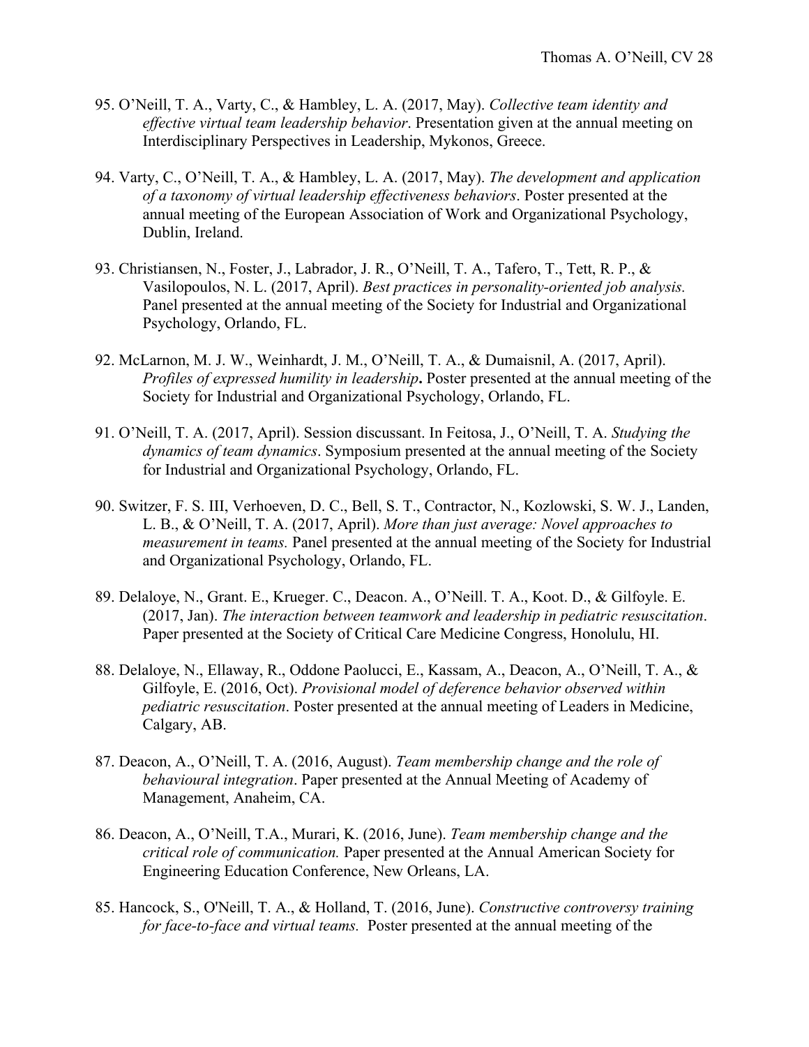95. O'Neill, T. A., Varty, C., & Hambley, L. A. (2017, May). *Collective team identity and effective virtual team leadership behavior*. Presentation given at the annual meeting on Interdisciplinary Perspectives in Leadership, Mykonos, Greece.

94. Varty, C., O'Neill, T. A., & Hambley, L. A. (2017, May). *The development and application of a taxonomy of virtual leadership effectiveness behaviors*. Poster presented at the annual meeting of the European Association of Work and Organizational Psychology, Dublin, Ireland.

93. Christiansen, N., Foster, J., Labrador, J. R., O'Neill, T. A., Tafero, T., Tett, R. P., & Vasilopoulos, N. L. (2017, April). *Best practices in personality-oriented job analysis.* Panel presented at the annual meeting of the Society for Industrial and Organizational Psychology, Orlando, FL.

92. McLarnon, M. J. W., Weinhardt, J. M., O'Neill, T. A., & Dumaisnil, A. (2017, April). *Profiles of expressed humility in leadership*. Poster presented at the annual meeting of the Society for Industrial and Organizational Psychology, Orlando, FL.

91. O'Neill, T. A. (2017, April). Session discussant. In Feitosa, J., O'Neill, T. A. *Studying the dynamics of team dynamics*. Symposium presented at the annual meeting of the Society for Industrial and Organizational Psychology, Orlando, FL.

90. Switzer, F. S. III, Verhoeven, D. C., Bell, S. T., Contractor, N., Kozlowski, S. W. J., Landen, L. B., & O'Neill, T. A. (2017, April). *More than just average: Novel approaches to measurement in teams.* Panel presented at the annual meeting of the Society for Industrial and Organizational Psychology, Orlando, FL.

89. Delaloye, N., Grant. E., Krueger. C., Deacon. A., O'Neill. T. A., Koot. D., & Gilfoyle. E. (2017, Jan). *The interaction between teamwork and leadership in pediatric resuscitation*. Paper presented at the Society of Critical Care Medicine Congress, Honolulu, HI.

88. Delaloye, N., Ellaway, R., Oddone Paolucci, E., Kassam, A., Deacon, A., O'Neill, T. A., & Gilfoyle, E. (2016, Oct). *Provisional model of deference behavior observed within pediatric resuscitation*. Poster presented at the annual meeting of Leaders in Medicine, Calgary, AB.

87. Deacon, A., O'Neill, T. A. (2016, August). *Team membership change and the role of behavioural integration*. Paper presented at the Annual Meeting of Academy of Management, Anaheim, CA.

86. Deacon, A., O'Neill, T.A., Murari, K. (2016, June). *Team membership change and the critical role of communication.* Paper presented at the Annual American Society for Engineering Education Conference, New Orleans, LA.

85. Hancock, S., O'Neill, T. A., & Holland, T. (2016, June). *Constructive controversy training for face-to-face and virtual teams.* Poster presented at the annual meeting of the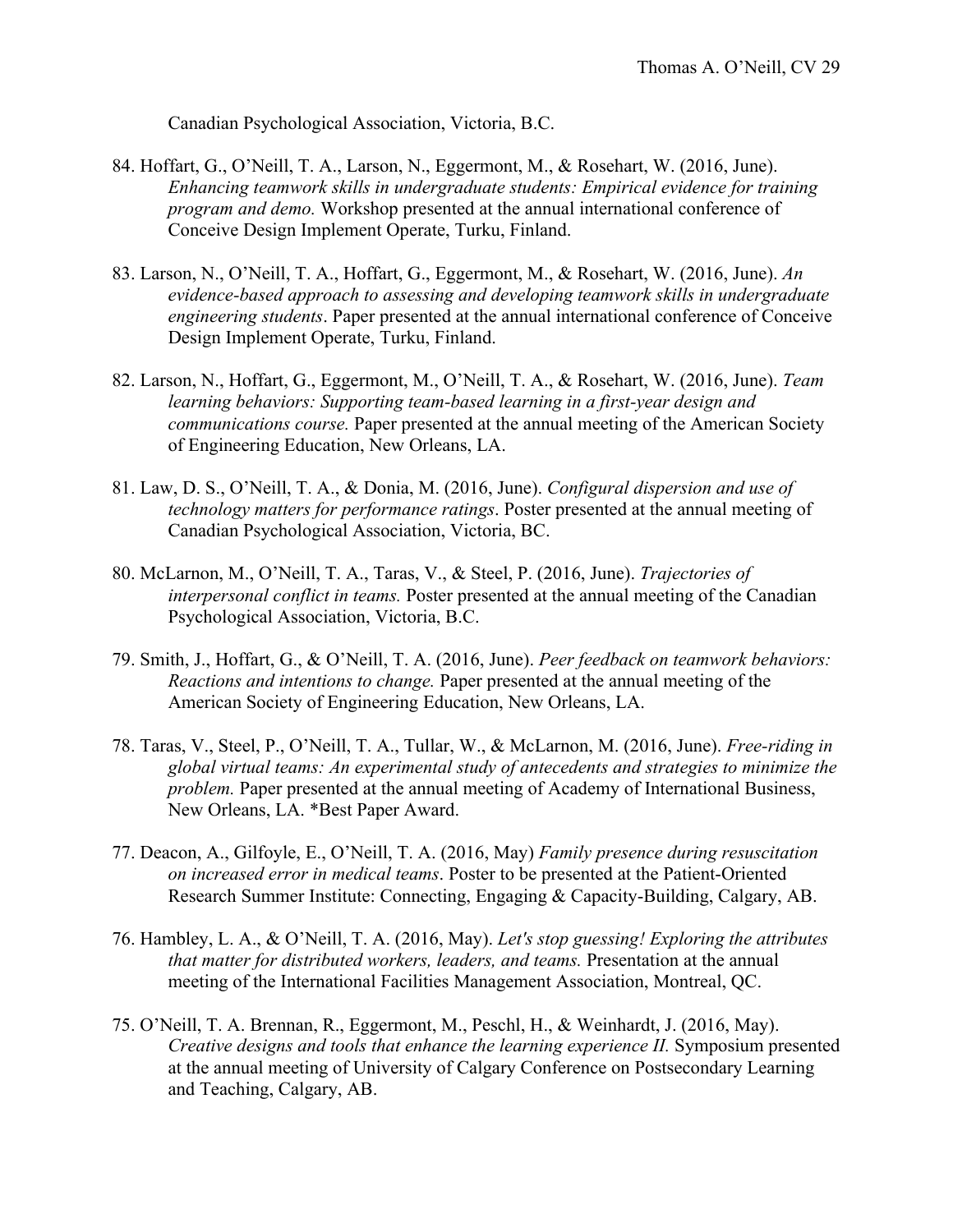Canadian Psychological Association, Victoria, B.C.

84. Hoffart, G., O'Neill, T. A., Larson, N., Eggermont, M., & Rosehart, W. (2016, June). *Enhancing teamwork skills in undergraduate students: Empirical evidence for training program and demo.* Workshop presented at the annual international conference of Conceive Design Implement Operate, Turku, Finland.

83. Larson, N., O'Neill, T. A., Hoffart, G., Eggermont, M., & Rosehart, W. (2016, June). *An evidence-based approach to assessing and developing teamwork skills in undergraduate engineering students*. Paper presented at the annual international conference of Conceive Design Implement Operate, Turku, Finland.

82. Larson, N., Hoffart, G., Eggermont, M., O'Neill, T. A., & Rosehart, W. (2016, June). *Team learning behaviors: Supporting team-based learning in a first-year design and communications course.* Paper presented at the annual meeting of the American Society of Engineering Education, New Orleans, LA.

81. Law, D. S., O'Neill, T. A., & Donia, M. (2016, June). *Configural dispersion and use of technology matters for performance ratings*. Poster presented at the annual meeting of Canadian Psychological Association, Victoria, BC.

80. McLarnon, M., O'Neill, T. A., Taras, V., & Steel, P. (2016, June). *Trajectories of interpersonal conflict in teams.* Poster presented at the annual meeting of the Canadian Psychological Association, Victoria, B.C.

79. Smith, J., Hoffart, G., & O'Neill, T. A. (2016, June). *Peer feedback on teamwork behaviors: Reactions and intentions to change.* Paper presented at the annual meeting of the American Society of Engineering Education, New Orleans, LA.

78. Taras, V., Steel, P., O'Neill, T. A., Tullar, W., & McLarnon, M. (2016, June). *Free-riding in global virtual teams: An experimental study of antecedents and strategies to minimize the problem.* Paper presented at the annual meeting of Academy of International Business, New Orleans, LA. *Best Paper Award.

77. Deacon, A., Gilfoyle, E., O'Neill, T. A. (2016, May) *Family presence during resuscitation on increased error in medical teams*. Poster to be presented at the Patient-Oriented Research Summer Institute: Connecting, Engaging & Capacity-Building, Calgary, AB.

76. Hambley, L. A., & O'Neill, T. A. (2016, May). *Let's stop guessing! Exploring the attributes that matter for distributed workers, leaders, and teams.* Presentation at the annual meeting of the International Facilities Management Association, Montreal, QC.

75. O'Neill, T. A. Brennan, R., Eggermont, M., Peschl, H., & Weinhardt, J. (2016, May). *Creative designs and tools that enhance the learning experience II.* Symposium presented at the annual meeting of University of Calgary Conference on Postsecondary Learning and Teaching, Calgary, AB.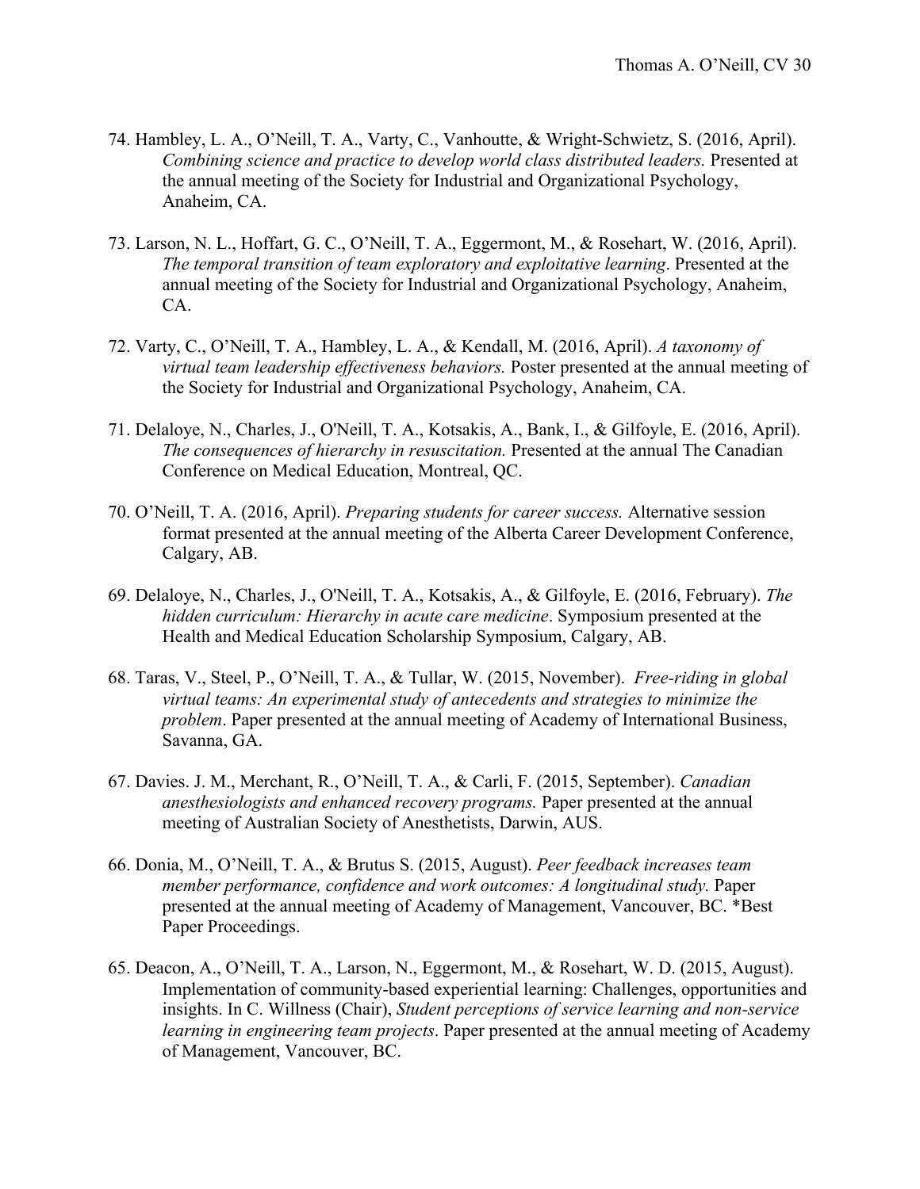74. Hambley, L. A., O'Neill, T. A., Varty, C., Vanhoutte, & Wright-Schwietz, S. (2016, April). *Combining science and practice to develop world class distributed leaders.* Presented at the annual meeting of the Society for Industrial and Organizational Psychology, Anaheim, CA.

73. Larson, N. L., Hoffart, G. C., O'Neill, T. A., Eggermont, M., & Rosehart, W. (2016, April). *The temporal transition of team exploratory and exploitative learning*. Presented at the annual meeting of the Society for Industrial and Organizational Psychology, Anaheim, CA.

72. Varty, C., O'Neill, T. A., Hambley, L. A., & Kendall, M. (2016, April). *A taxonomy of virtual team leadership effectiveness behaviors.* Poster presented at the annual meeting of the Society for Industrial and Organizational Psychology, Anaheim, CA.

71. Delaloye, N., Charles, J., O'Neill, T. A., Kotsakis, A., Bank, I., & Gilfoyle, E. (2016, April). *The consequences of hierarchy in resuscitation.* Presented at the annual The Canadian Conference on Medical Education, Montreal, QC.

70. O'Neill, T. A. (2016, April). *Preparing students for career success.* Alternative session format presented at the annual meeting of the Alberta Career Development Conference, Calgary, AB.

69. Delaloye, N., Charles, J., O'Neill, T. A., Kotsakis, A., & Gilfoyle, E. (2016, February). *The hidden curriculum: Hierarchy in acute care medicine*. Symposium presented at the Health and Medical Education Scholarship Symposium, Calgary, AB.

68. Taras, V., Steel, P., O'Neill, T. A., & Tullar, W. (2015, November). *Free-riding in global virtual teams: An experimental study of antecedents and strategies to minimize the problem*. Paper presented at the annual meeting of Academy of International Business, Savanna, GA.

67. Davies. J. M., Merchant, R., O'Neill, T. A., & Carli, F. (2015, September). *Canadian anesthesiologists and enhanced recovery programs.* Paper presented at the annual meeting of Australian Society of Anesthetists, Darwin, AUS.

66. Donia, M., O'Neill, T. A., & Brutus S. (2015, August). *Peer feedback increases team member performance, confidence and work outcomes: A longitudinal study.* Paper presented at the annual meeting of Academy of Management, Vancouver, BC. *Best Paper Proceedings.

65. Deacon, A., O'Neill, T. A., Larson, N., Eggermont, M., & Rosehart, W. D. (2015, August). Implementation of community-based experiential learning: Challenges, opportunities and insights. In C. Willness (Chair), *Student perceptions of service learning and non-service learning in engineering team projects*. Paper presented at the annual meeting of Academy of Management, Vancouver, BC.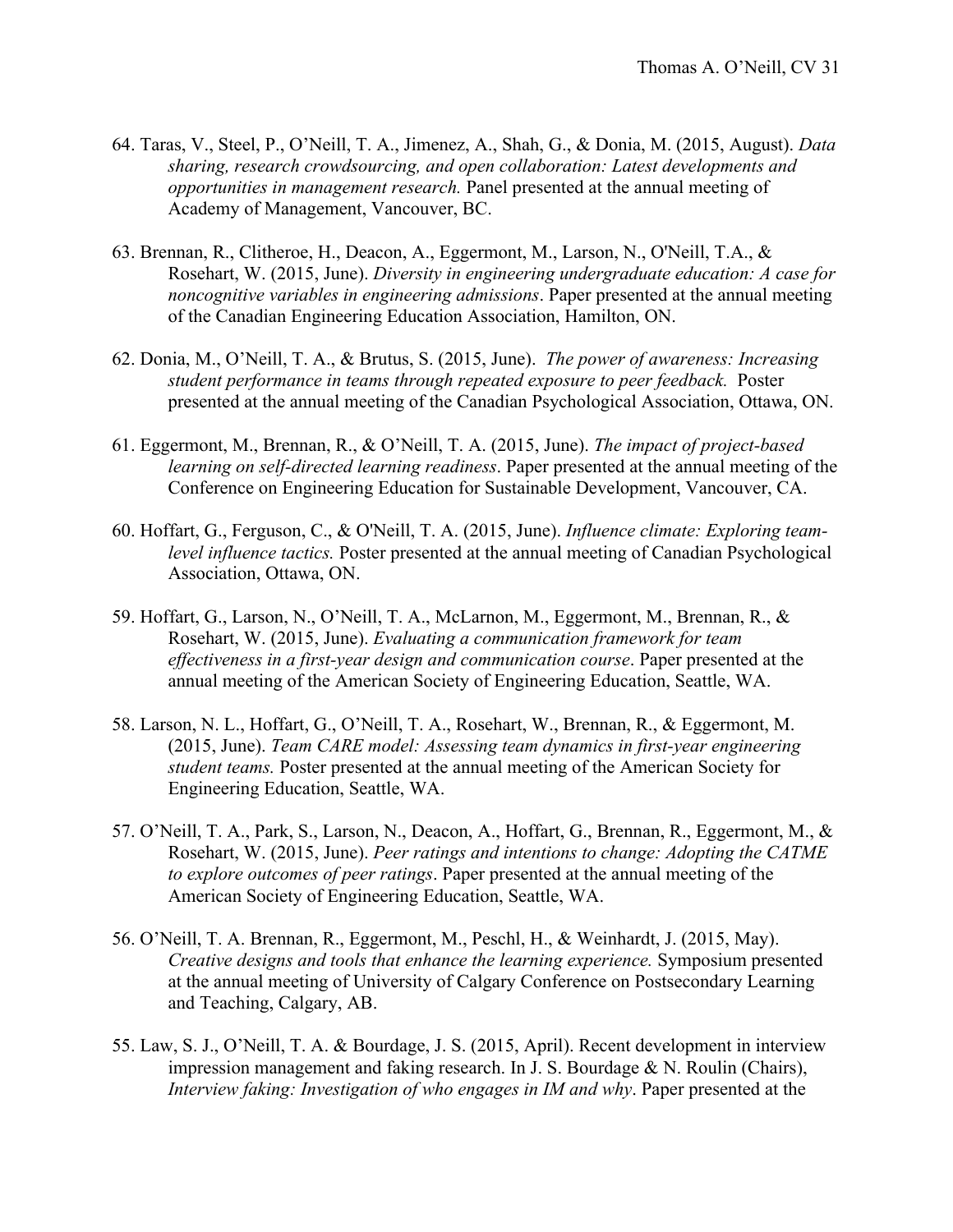64. Taras, V., Steel, P., O'Neill, T. A., Jimenez, A., Shah, G., & Donia, M. (2015, August). *Data sharing, research crowdsourcing, and open collaboration: Latest developments and opportunities in management research.* Panel presented at the annual meeting of Academy of Management, Vancouver, BC.

63. Brennan, R., Clitheroe, H., Deacon, A., Eggermont, M., Larson, N., O'Neill, T.A., & Rosehart, W. (2015, June). *Diversity in engineering undergraduate education: A case for noncognitive variables in engineering admissions*. Paper presented at the annual meeting of the Canadian Engineering Education Association, Hamilton, ON.

62. Donia, M., O'Neill, T. A., & Brutus, S. (2015, June). *The power of awareness: Increasing student performance in teams through repeated exposure to peer feedback.* Poster presented at the annual meeting of the Canadian Psychological Association, Ottawa, ON.

61. Eggermont, M., Brennan, R., & O'Neill, T. A. (2015, June). *The impact of project-based learning on self-directed learning readiness*. Paper presented at the annual meeting of the Conference on Engineering Education for Sustainable Development, Vancouver, CA.

60. Hoffart, G., Ferguson, C., & O'Neill, T. A. (2015, June). *Influence climate: Exploring team-level influence tactics.* Poster presented at the annual meeting of Canadian Psychological Association, Ottawa, ON.

59. Hoffart, G., Larson, N., O'Neill, T. A., McLarnon, M., Eggermont, M., Brennan, R., & Rosehart, W. (2015, June). *Evaluating a communication framework for team effectiveness in a first-year design and communication course*. Paper presented at the annual meeting of the American Society of Engineering Education, Seattle, WA.

58. Larson, N. L., Hoffart, G., O'Neill, T. A., Rosehart, W., Brennan, R., & Eggermont, M. (2015, June). *Team CARE model: Assessing team dynamics in first-year engineering student teams.* Poster presented at the annual meeting of the American Society for Engineering Education, Seattle, WA.

57. O'Neill, T. A., Park, S., Larson, N., Deacon, A., Hoffart, G., Brennan, R., Eggermont, M., & Rosehart, W. (2015, June). *Peer ratings and intentions to change: Adopting the CATME to explore outcomes of peer ratings*. Paper presented at the annual meeting of the American Society of Engineering Education, Seattle, WA.

56. O'Neill, T. A. Brennan, R., Eggermont, M., Peschl, H., & Weinhardt, J. (2015, May). *Creative designs and tools that enhance the learning experience.* Symposium presented at the annual meeting of University of Calgary Conference on Postsecondary Learning and Teaching, Calgary, AB.

55. Law, S. J., O'Neill, T. A. & Bourdage, J. S. (2015, April). Recent development in interview impression management and faking research. In J. S. Bourdage & N. Roulin (Chairs), *Interview faking: Investigation of who engages in IM and why*. Paper presented at the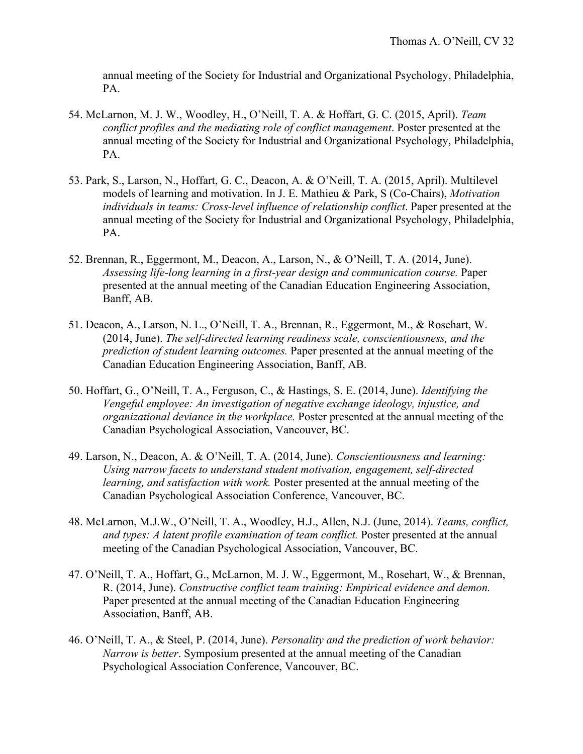annual meeting of the Society for Industrial and Organizational Psychology, Philadelphia, PA.

54. McLarnon, M. J. W., Woodley, H., O'Neill, T. A. & Hoffart, G. C. (2015, April). *Team conflict profiles and the mediating role of conflict management*. Poster presented at the annual meeting of the Society for Industrial and Organizational Psychology, Philadelphia, PA.

53. Park, S., Larson, N., Hoffart, G. C., Deacon, A. & O'Neill, T. A. (2015, April). Multilevel models of learning and motivation. In J. E. Mathieu & Park, S (Co-Chairs), *Motivation individuals in teams: Cross-level influence of relationship conflict*. Paper presented at the annual meeting of the Society for Industrial and Organizational Psychology, Philadelphia, PA.

52. Brennan, R., Eggermont, M., Deacon, A., Larson, N., & O'Neill, T. A. (2014, June). *Assessing life-long learning in a first-year design and communication course.* Paper presented at the annual meeting of the Canadian Education Engineering Association, Banff, AB.

51. Deacon, A., Larson, N. L., O'Neill, T. A., Brennan, R., Eggermont, M., & Rosehart, W. (2014, June). *The self-directed learning readiness scale, conscientiousness, and the prediction of student learning outcomes.* Paper presented at the annual meeting of the Canadian Education Engineering Association, Banff, AB.

50. Hoffart, G., O'Neill, T. A., Ferguson, C., & Hastings, S. E. (2014, June). *Identifying the Vengeful employee: An investigation of negative exchange ideology, injustice, and organizational deviance in the workplace.* Poster presented at the annual meeting of the Canadian Psychological Association, Vancouver, BC.

49. Larson, N., Deacon, A. & O'Neill, T. A. (2014, June). *Conscientiousness and learning: Using narrow facets to understand student motivation, engagement, self-directed learning, and satisfaction with work.* Poster presented at the annual meeting of the Canadian Psychological Association Conference, Vancouver, BC.

48. McLarnon, M.J.W., O'Neill, T. A., Woodley, H.J., Allen, N.J. (June, 2014). *Teams, conflict, and types: A latent profile examination of team conflict.* Poster presented at the annual meeting of the Canadian Psychological Association, Vancouver, BC.

47. O'Neill, T. A., Hoffart, G., McLarnon, M. J. W., Eggermont, M., Rosehart, W., & Brennan, R. (2014, June). *Constructive conflict team training: Empirical evidence and demon.* Paper presented at the annual meeting of the Canadian Education Engineering Association, Banff, AB.

46. O'Neill, T. A., & Steel, P. (2014, June). *Personality and the prediction of work behavior: Narrow is better*. Symposium presented at the annual meeting of the Canadian Psychological Association Conference, Vancouver, BC.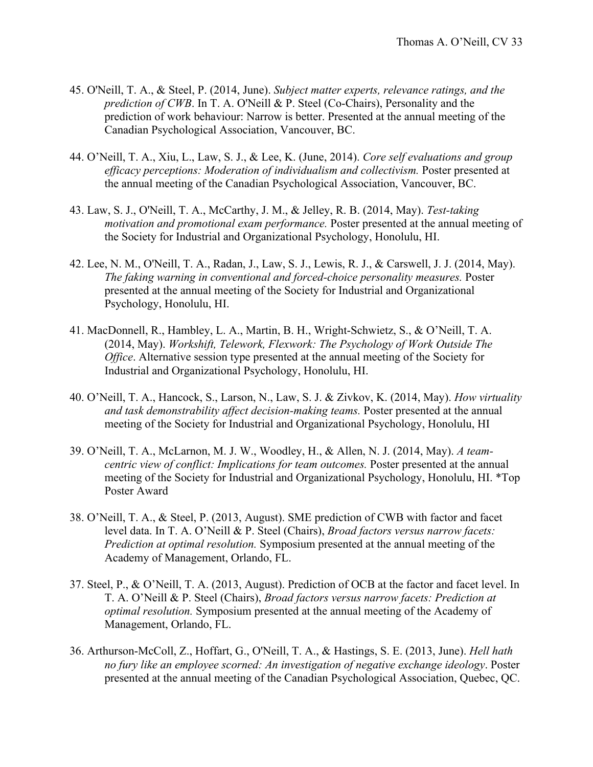45. O'Neill, T. A., & Steel, P. (2014, June). *Subject matter experts, relevance ratings, and the prediction of CWB*. In T. A. O'Neill & P. Steel (Co-Chairs), Personality and the prediction of work behaviour: Narrow is better. Presented at the annual meeting of the Canadian Psychological Association, Vancouver, BC.

44. O'Neill, T. A., Xiu, L., Law, S. J., & Lee, K. (June, 2014). *Core self evaluations and group efficacy perceptions: Moderation of individualism and collectivism.* Poster presented at the annual meeting of the Canadian Psychological Association, Vancouver, BC.

43. Law, S. J., O'Neill, T. A., McCarthy, J. M., & Jelley, R. B. (2014, May). *Test-taking motivation and promotional exam performance.* Poster presented at the annual meeting of the Society for Industrial and Organizational Psychology, Honolulu, HI.

42. Lee, N. M., O'Neill, T. A., Radan, J., Law, S. J., Lewis, R. J., & Carswell, J. J. (2014, May). *The faking warning in conventional and forced-choice personality measures.* Poster presented at the annual meeting of the Society for Industrial and Organizational Psychology, Honolulu, HI.

41. MacDonnell, R., Hambley, L. A., Martin, B. H., Wright-Schwietz, S., & O'Neill, T. A. (2014, May). *Workshift, Telework, Flexwork: The Psychology of Work Outside The Office*. Alternative session type presented at the annual meeting of the Society for Industrial and Organizational Psychology, Honolulu, HI.

40. O'Neill, T. A., Hancock, S., Larson, N., Law, S. J. & Zivkov, K. (2014, May). *How virtuality and task demonstrability affect decision-making teams.* Poster presented at the annual meeting of the Society for Industrial and Organizational Psychology, Honolulu, HI

39. O'Neill, T. A., McLarnon, M. J. W., Woodley, H., & Allen, N. J. (2014, May). *A team-centric view of conflict: Implications for team outcomes.* Poster presented at the annual meeting of the Society for Industrial and Organizational Psychology, Honolulu, HI. *Top Poster Award

38. O'Neill, T. A., & Steel, P. (2013, August). SME prediction of CWB with factor and facet level data. In T. A. O'Neill & P. Steel (Chairs), *Broad factors versus narrow facets: Prediction at optimal resolution.* Symposium presented at the annual meeting of the Academy of Management, Orlando, FL.

37. Steel, P., & O'Neill, T. A. (2013, August). Prediction of OCB at the factor and facet level. In T. A. O'Neill & P. Steel (Chairs), *Broad factors versus narrow facets: Prediction at optimal resolution.* Symposium presented at the annual meeting of the Academy of Management, Orlando, FL.

36. Arthurson-McColl, Z., Hoffart, G., O'Neill, T. A., & Hastings, S. E. (2013, June). *Hell hath no fury like an employee scorned: An investigation of negative exchange ideology*. Poster presented at the annual meeting of the Canadian Psychological Association, Quebec, QC.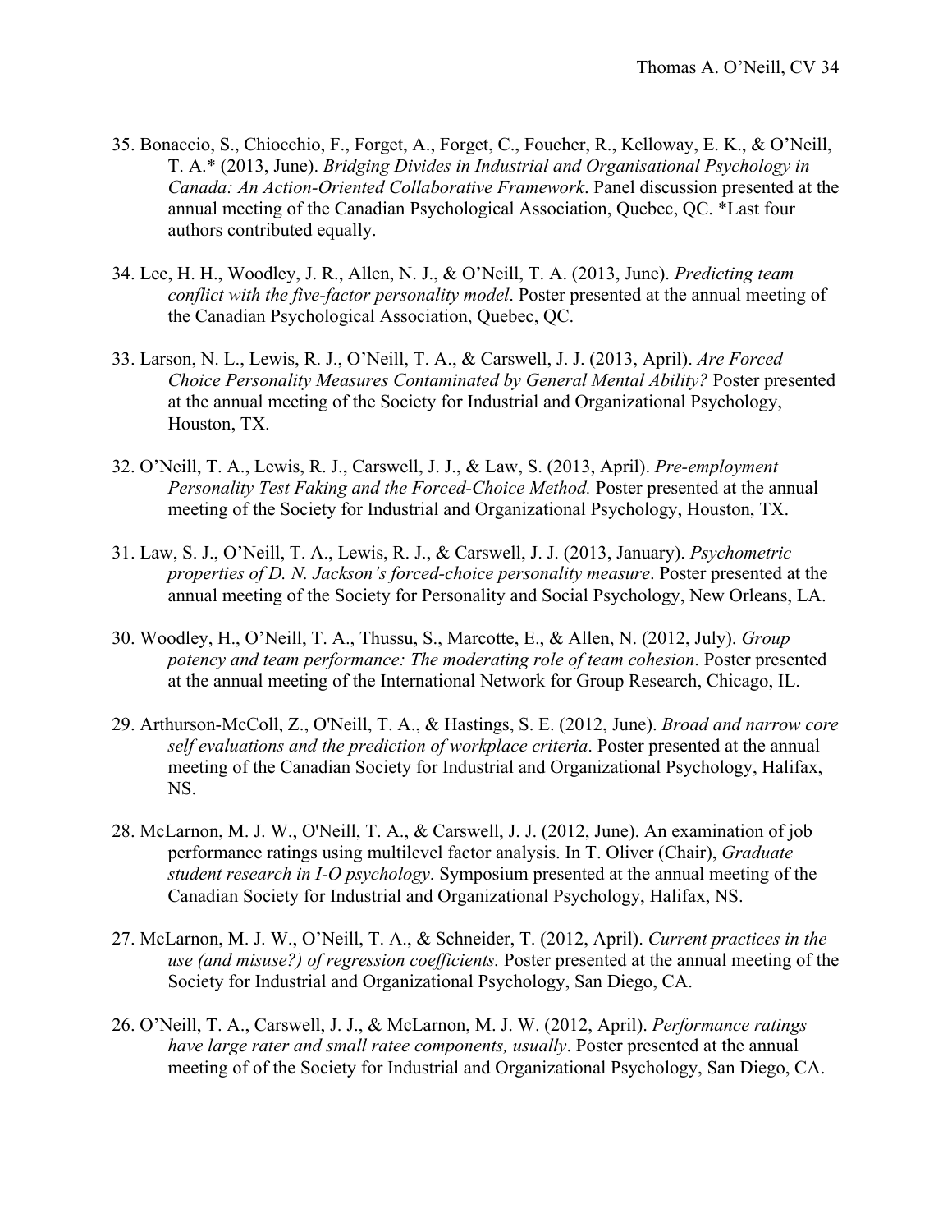35. Bonaccio, S., Chiocchio, F., Forget, A., Forget, C., Foucher, R., Kelloway, E. K., & O'Neill, T. A.* (2013, June). *Bridging Divides in Industrial and Organisational Psychology in Canada: An Action-Oriented Collaborative Framework*. Panel discussion presented at the annual meeting of the Canadian Psychological Association, Quebec, QC. *Last four authors contributed equally.

34. Lee, H. H., Woodley, J. R., Allen, N. J., & O'Neill, T. A. (2013, June). *Predicting team conflict with the five-factor personality model*. Poster presented at the annual meeting of the Canadian Psychological Association, Quebec, QC.

33. Larson, N. L., Lewis, R. J., O'Neill, T. A., & Carswell, J. J. (2013, April). *Are Forced Choice Personality Measures Contaminated by General Mental Ability?* Poster presented at the annual meeting of the Society for Industrial and Organizational Psychology, Houston, TX.

32. O'Neill, T. A., Lewis, R. J., Carswell, J. J., & Law, S. (2013, April). *Pre-employment Personality Test Faking and the Forced-Choice Method.* Poster presented at the annual meeting of the Society for Industrial and Organizational Psychology, Houston, TX.

31. Law, S. J., O'Neill, T. A., Lewis, R. J., & Carswell, J. J. (2013, January). *Psychometric properties of D. N. Jackson's forced-choice personality measure*. Poster presented at the annual meeting of the Society for Personality and Social Psychology, New Orleans, LA.

30. Woodley, H., O'Neill, T. A., Thussu, S., Marcotte, E., & Allen, N. (2012, July). *Group potency and team performance: The moderating role of team cohesion*. Poster presented at the annual meeting of the International Network for Group Research, Chicago, IL.

29. Arthurson-McColl, Z., O'Neill, T. A., & Hastings, S. E. (2012, June). *Broad and narrow core self evaluations and the prediction of workplace criteria*. Poster presented at the annual meeting of the Canadian Society for Industrial and Organizational Psychology, Halifax, NS.

28. McLarnon, M. J. W., O'Neill, T. A., & Carswell, J. J. (2012, June). An examination of job performance ratings using multilevel factor analysis. In T. Oliver (Chair), *Graduate student research in I-O psychology*. Symposium presented at the annual meeting of the Canadian Society for Industrial and Organizational Psychology, Halifax, NS.

27. McLarnon, M. J. W., O'Neill, T. A., & Schneider, T. (2012, April). *Current practices in the use (and misuse?) of regression coefficients.* Poster presented at the annual meeting of the Society for Industrial and Organizational Psychology, San Diego, CA.

26. O'Neill, T. A., Carswell, J. J., & McLarnon, M. J. W. (2012, April). *Performance ratings have large rater and small ratee components, usually*. Poster presented at the annual meeting of of the Society for Industrial and Organizational Psychology, San Diego, CA.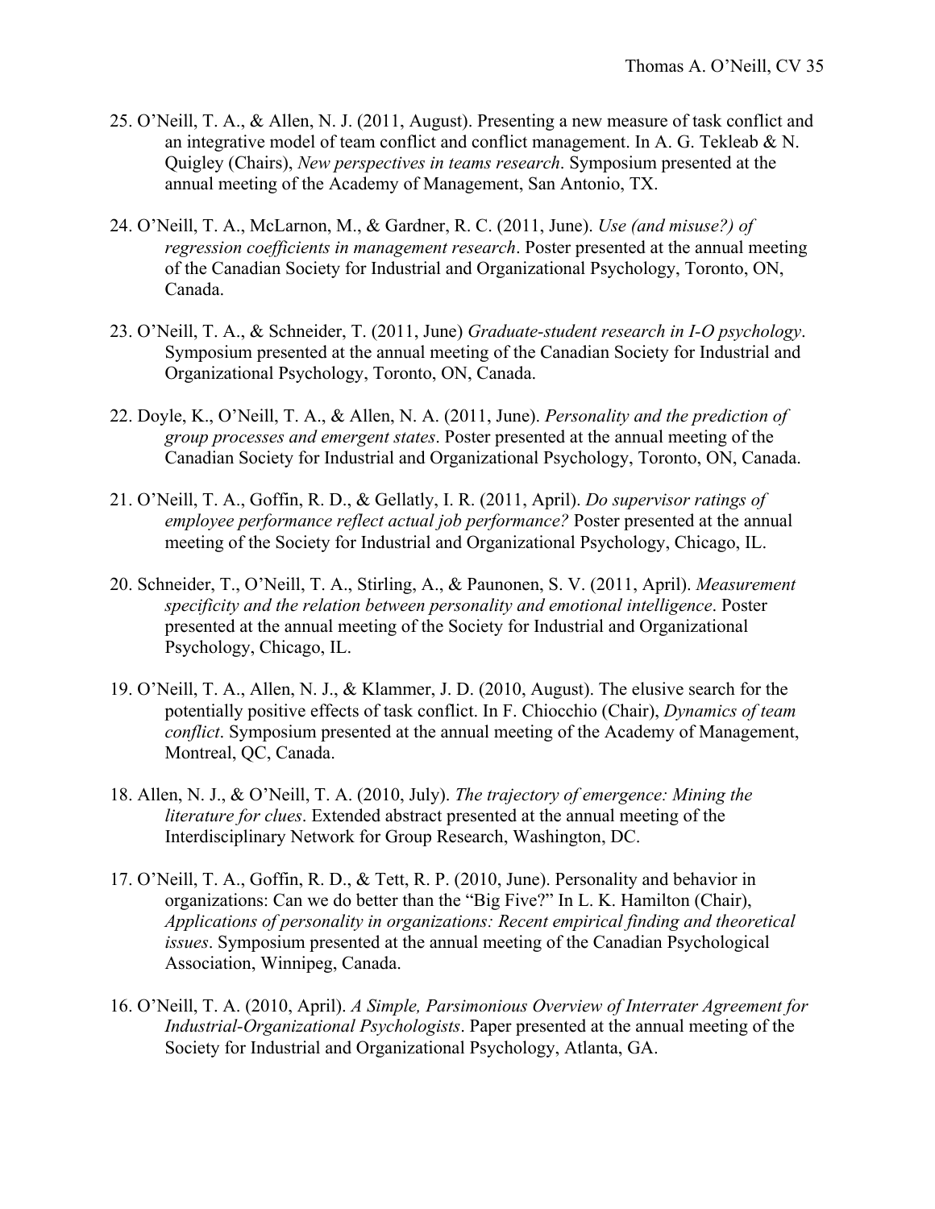25. O'Neill, T. A., & Allen, N. J. (2011, August). Presenting a new measure of task conflict and an integrative model of team conflict and conflict management. In A. G. Tekleab & N. Quigley (Chairs), *New perspectives in teams research*. Symposium presented at the annual meeting of the Academy of Management, San Antonio, TX.

24. O'Neill, T. A., McLarnon, M., & Gardner, R. C. (2011, June). *Use (and misuse?) of regression coefficients in management research*. Poster presented at the annual meeting of the Canadian Society for Industrial and Organizational Psychology, Toronto, ON, Canada.

23. O'Neill, T. A., & Schneider, T. (2011, June) *Graduate-student research in I-O psychology*. Symposium presented at the annual meeting of the Canadian Society for Industrial and Organizational Psychology, Toronto, ON, Canada.

22. Doyle, K., O'Neill, T. A., & Allen, N. A. (2011, June). *Personality and the prediction of group processes and emergent states*. Poster presented at the annual meeting of the Canadian Society for Industrial and Organizational Psychology, Toronto, ON, Canada.

21. O'Neill, T. A., Goffin, R. D., & Gellatly, I. R. (2011, April). *Do supervisor ratings of employee performance reflect actual job performance?* Poster presented at the annual meeting of the Society for Industrial and Organizational Psychology, Chicago, IL.

20. Schneider, T., O'Neill, T. A., Stirling, A., & Paunonen, S. V. (2011, April). *Measurement specificity and the relation between personality and emotional intelligence*. Poster presented at the annual meeting of the Society for Industrial and Organizational Psychology, Chicago, IL.

19. O'Neill, T. A., Allen, N. J., & Klammer, J. D. (2010, August). The elusive search for the potentially positive effects of task conflict. In F. Chiocchio (Chair), *Dynamics of team conflict*. Symposium presented at the annual meeting of the Academy of Management, Montreal, QC, Canada.

18. Allen, N. J., & O'Neill, T. A. (2010, July). *The trajectory of emergence: Mining the literature for clues*. Extended abstract presented at the annual meeting of the Interdisciplinary Network for Group Research, Washington, DC.

17. O'Neill, T. A., Goffin, R. D., & Tett, R. P. (2010, June). Personality and behavior in organizations: Can we do better than the "Big Five?" In L. K. Hamilton (Chair), *Applications of personality in organizations: Recent empirical finding and theoretical issues*. Symposium presented at the annual meeting of the Canadian Psychological Association, Winnipeg, Canada.

16. O'Neill, T. A. (2010, April). *A Simple, Parsimonious Overview of Interrater Agreement for Industrial-Organizational Psychologists*. Paper presented at the annual meeting of the Society for Industrial and Organizational Psychology, Atlanta, GA.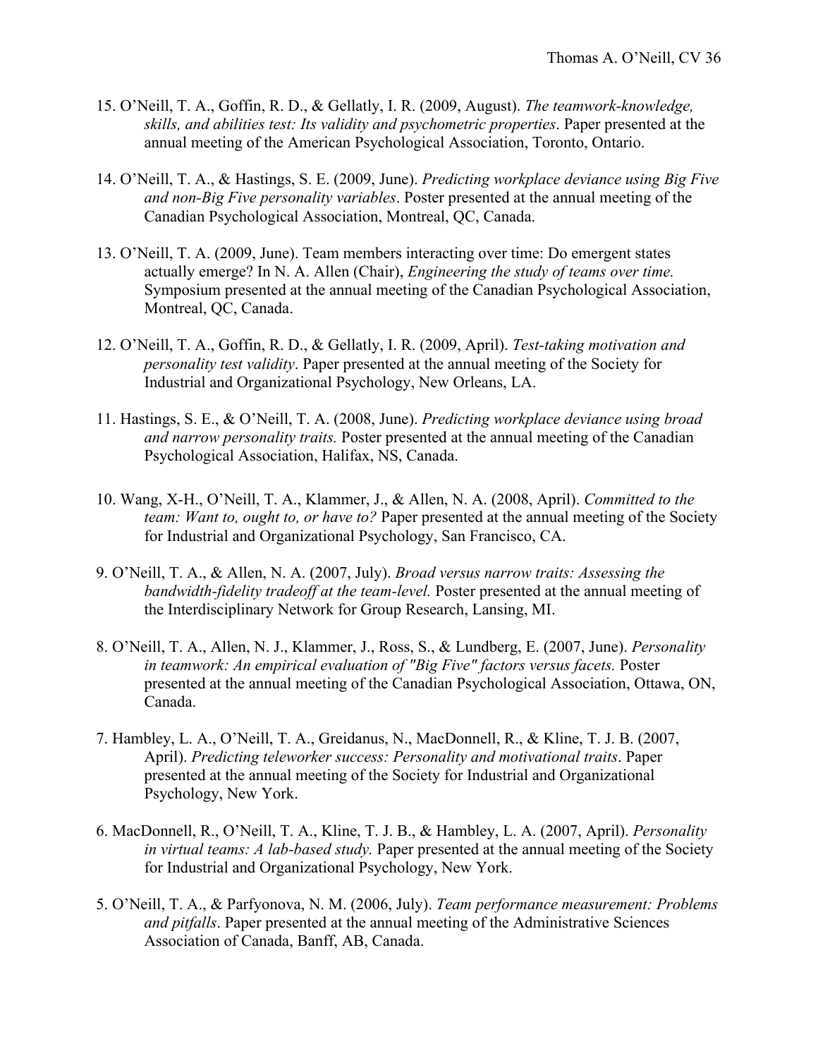15. O'Neill, T. A., Goffin, R. D., & Gellatly, I. R. (2009, August). *The teamwork-knowledge, skills, and abilities test: Its validity and psychometric properties*. Paper presented at the annual meeting of the American Psychological Association, Toronto, Ontario.

14. O'Neill, T. A., & Hastings, S. E. (2009, June). *Predicting workplace deviance using Big Five and non-Big Five personality variables*. Poster presented at the annual meeting of the Canadian Psychological Association, Montreal, QC, Canada.

13. O'Neill, T. A. (2009, June). Team members interacting over time: Do emergent states actually emerge? In N. A. Allen (Chair), *Engineering the study of teams over time.* Symposium presented at the annual meeting of the Canadian Psychological Association, Montreal, QC, Canada.

12. O'Neill, T. A., Goffin, R. D., & Gellatly, I. R. (2009, April). *Test-taking motivation and personality test validity*. Paper presented at the annual meeting of the Society for Industrial and Organizational Psychology, New Orleans, LA.

11. Hastings, S. E., & O'Neill, T. A. (2008, June). *Predicting workplace deviance using broad and narrow personality traits.* Poster presented at the annual meeting of the Canadian Psychological Association, Halifax, NS, Canada.

10. Wang, X-H., O'Neill, T. A., Klammer, J., & Allen, N. A. (2008, April). *Committed to the team: Want to, ought to, or have to?* Paper presented at the annual meeting of the Society for Industrial and Organizational Psychology, San Francisco, CA.

9. O'Neill, T. A., & Allen, N. A. (2007, July). *Broad versus narrow traits: Assessing the bandwidth-fidelity tradeoff at the team-level.* Poster presented at the annual meeting of the Interdisciplinary Network for Group Research, Lansing, MI.

8. O'Neill, T. A., Allen, N. J., Klammer, J., Ross, S., & Lundberg, E. (2007, June). *Personality in teamwork: An empirical evaluation of "Big Five" factors versus facets.* Poster presented at the annual meeting of the Canadian Psychological Association, Ottawa, ON, Canada.

7. Hambley, L. A., O'Neill, T. A., Greidanus, N., MacDonnell, R., & Kline, T. J. B. (2007, April). *Predicting teleworker success: Personality and motivational traits*. Paper presented at the annual meeting of the Society for Industrial and Organizational Psychology, New York.

6. MacDonnell, R., O'Neill, T. A., Kline, T. J. B., & Hambley, L. A. (2007, April). *Personality in virtual teams: A lab-based study.* Paper presented at the annual meeting of the Society for Industrial and Organizational Psychology, New York.

5. O'Neill, T. A., & Parfyonova, N. M. (2006, July). *Team performance measurement: Problems and pitfalls*. Paper presented at the annual meeting of the Administrative Sciences Association of Canada, Banff, AB, Canada.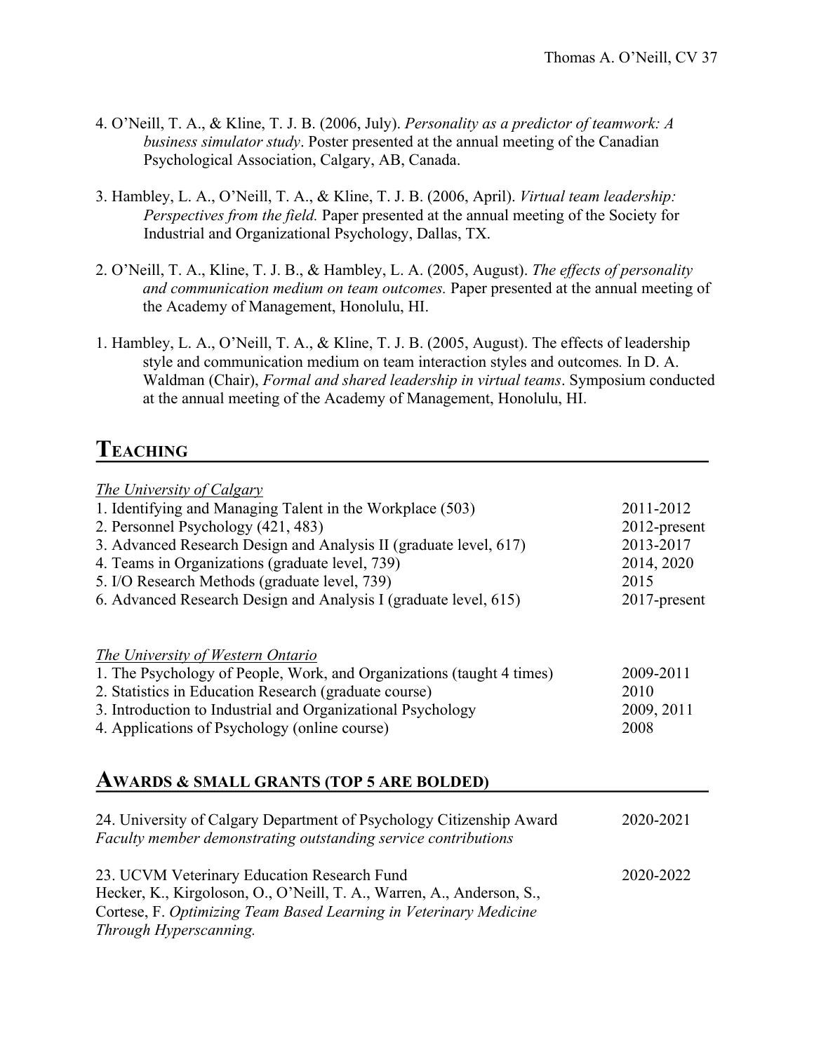4. O'Neill, T. A., & Kline, T. J. B. (2006, July). *Personality as a predictor of teamwork: A business simulator study*. Poster presented at the annual meeting of the Canadian Psychological Association, Calgary, AB, Canada.

3. Hambley, L. A., O'Neill, T. A., & Kline, T. J. B. (2006, April). *Virtual team leadership: Perspectives from the field.* Paper presented at the annual meeting of the Society for Industrial and Organizational Psychology, Dallas, TX.

2. O'Neill, T. A., Kline, T. J. B., & Hambley, L. A. (2005, August). *The effects of personality and communication medium on team outcomes.* Paper presented at the annual meeting of the Academy of Management, Honolulu, HI.

1. Hambley, L. A., O'Neill, T. A., & Kline, T. J. B. (2005, August). The effects of leadership style and communication medium on team interaction styles and outcomes. In D. A. Waldman (Chair), *Formal and shared leadership in virtual teams*. Symposium conducted at the annual meeting of the Academy of Management, Honolulu, HI.

## Teaching

*The University of Calgary*

| | |
|---|---|
| 1. Identifying and Managing Talent in the Workplace (503) | 2011-2012 |
| 2. Personnel Psychology (421, 483) | 2012-present |
| 3. Advanced Research Design and Analysis II (graduate level, 617) | 2013-2017 |
| 4. Teams in Organizations (graduate level, 739) | 2014, 2020 |
| 5. I/O Research Methods (graduate level, 739) | 2015 |
| 6. Advanced Research Design and Analysis I (graduate level, 615) | 2017-present |

*The University of Western Ontario*

| | |
|---|---|
| 1. The Psychology of People, Work, and Organizations (taught 4 times) | 2009-2011 |
| 2. Statistics in Education Research (graduate course) | 2010 |
| 3. Introduction to Industrial and Organizational Psychology | 2009, 2011 |
| 4. Applications of Psychology (online course) | 2008 |

## Awards & Small Grants (Top 5 are bolded)

24. University of Calgary Department of Psychology Citizenship Award — 2020-2021
*Faculty member demonstrating outstanding service contributions*

23. UCVM Veterinary Education Research Fund — 2020-2022
Hecker, K., Kirgoloson, O., O'Neill, T. A., Warren, A., Anderson, S., Cortese, F. *Optimizing Team Based Learning in Veterinary Medicine Through Hyperscanning.*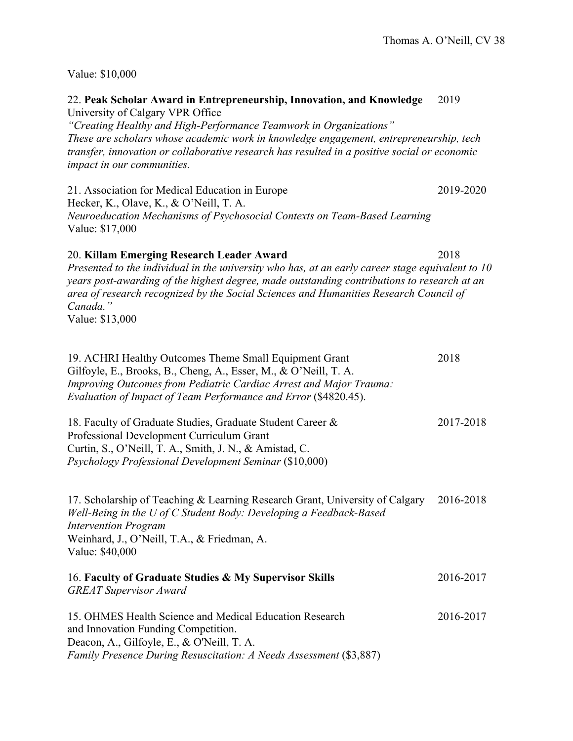Value: $10,000

22. **Peak Scholar Award in Entrepreneurship, Innovation, and Knowledge** 2019
University of Calgary VPR Office
*"Creating Healthy and High-Performance Teamwork in Organizations"*
*These are scholars whose academic work in knowledge engagement, entrepreneurship, tech transfer, innovation or collaborative research has resulted in a positive social or economic impact in our communities.*

21. Association for Medical Education in Europe 2019-2020
Hecker, K., Olave, K., & O'Neill, T. A.
*Neuroeducation Mechanisms of Psychosocial Contexts on Team-Based Learning*
Value: $17,000

20. **Killam Emerging Research Leader Award** 2018
*Presented to the individual in the university who has, at an early career stage equivalent to 10 years post-awarding of the highest degree, made outstanding contributions to research at an area of research recognized by the Social Sciences and Humanities Research Council of Canada."*
Value: $13,000

19. ACHRI Healthy Outcomes Theme Small Equipment Grant 2018
Gilfoyle, E., Brooks, B., Cheng, A., Esser, M., & O'Neill, T. A.
*Improving Outcomes from Pediatric Cardiac Arrest and Major Trauma: Evaluation of Impact of Team Performance and Error* ($4820.45).

18. Faculty of Graduate Studies, Graduate Student Career & Professional Development Curriculum Grant 2017-2018
Curtin, S., O'Neill, T. A., Smith, J. N., & Amistad, C.
*Psychology Professional Development Seminar* ($10,000)

17. Scholarship of Teaching & Learning Research Grant, University of Calgary 2016-2018
*Well-Being in the U of C Student Body: Developing a Feedback-Based Intervention Program*
Weinhard, J., O'Neill, T.A., & Friedman, A.
Value: $40,000

16. **Faculty of Graduate Studies & My Supervisor Skills** 2016-2017
*GREAT Supervisor Award*

15. OHMES Health Science and Medical Education Research and Innovation Funding Competition. 2016-2017
Deacon, A., Gilfoyle, E., & O'Neill, T. A.
*Family Presence During Resuscitation: A Needs Assessment* ($3,887)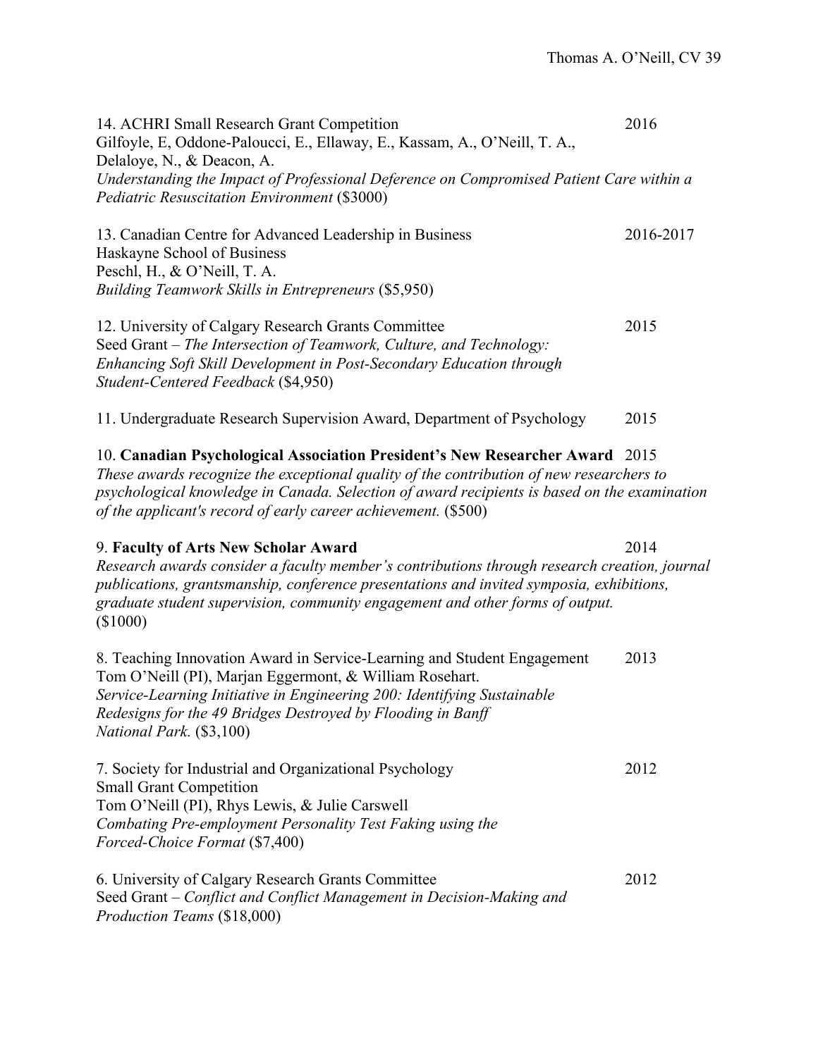14. ACHRI Small Research Grant Competition 2016
Gilfoyle, E, Oddone-Paloucci, E., Ellaway, E., Kassam, A., O'Neill, T. A., Delaloye, N., & Deacon, A.
*Understanding the Impact of Professional Deference on Compromised Patient Care within a Pediatric Resuscitation Environment* ($3000)

13. Canadian Centre for Advanced Leadership in Business 2016-2017
Haskayne School of Business
Peschl, H., & O'Neill, T. A.
*Building Teamwork Skills in Entrepreneurs* ($5,950)

12. University of Calgary Research Grants Committee 2015
Seed Grant – *The Intersection of Teamwork, Culture, and Technology: Enhancing Soft Skill Development in Post-Secondary Education through Student-Centered Feedback* ($4,950)

11. Undergraduate Research Supervision Award, Department of Psychology 2015

10. **Canadian Psychological Association President's New Researcher Award** 2015
*These awards recognize the exceptional quality of the contribution of new researchers to psychological knowledge in Canada. Selection of award recipients is based on the examination of the applicant's record of early career achievement.* ($500)

9. **Faculty of Arts New Scholar Award** 2014
*Research awards consider a faculty member's contributions through research creation, journal publications, grantsmanship, conference presentations and invited symposia, exhibitions, graduate student supervision, community engagement and other forms of output.* ($1000)

8. Teaching Innovation Award in Service-Learning and Student Engagement 2013
Tom O'Neill (PI), Marjan Eggermont, & William Rosehart.
*Service-Learning Initiative in Engineering 200: Identifying Sustainable Redesigns for the 49 Bridges Destroyed by Flooding in Banff National Park.* ($3,100)

7. Society for Industrial and Organizational Psychology 2012
Small Grant Competition
Tom O'Neill (PI), Rhys Lewis, & Julie Carswell
*Combating Pre-employment Personality Test Faking using the Forced-Choice Format* ($7,400)

6. University of Calgary Research Grants Committee 2012
Seed Grant – *Conflict and Conflict Management in Decision-Making and Production Teams* ($18,000)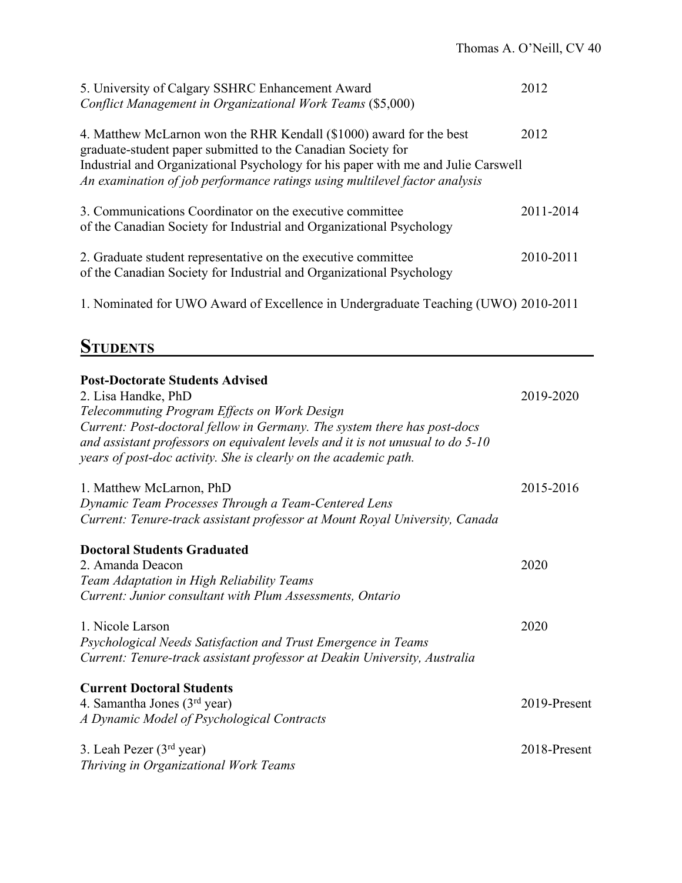5. University of Calgary SSHRC Enhancement Award — 2012
*Conflict Management in Organizational Work Teams* ($5,000)

4. Matthew McLarnon won the RHR Kendall ($1000) award for the best graduate-student paper submitted to the Canadian Society for Industrial and Organizational Psychology for his paper with me and Julie Carswell — 2012
*An examination of job performance ratings using multilevel factor analysis*

3. Communications Coordinator on the executive committee of the Canadian Society for Industrial and Organizational Psychology — 2011-2014

2. Graduate student representative on the executive committee of the Canadian Society for Industrial and Organizational Psychology — 2010-2011

1. Nominated for UWO Award of Excellence in Undergraduate Teaching (UWO) — 2010-2011

## STUDENTS

**Post-Doctorate Students Advised**

2. Lisa Handke, PhD — 2019-2020
*Telecommuting Program Effects on Work Design*
*Current: Post-doctoral fellow in Germany. The system there has post-docs and assistant professors on equivalent levels and it is not unusual to do 5-10 years of post-doc activity. She is clearly on the academic path.*

1. Matthew McLarnon, PhD — 2015-2016
*Dynamic Team Processes Through a Team-Centered Lens*
*Current: Tenure-track assistant professor at Mount Royal University, Canada*

**Doctoral Students Graduated**

2. Amanda Deacon — 2020
*Team Adaptation in High Reliability Teams*
*Current: Junior consultant with Plum Assessments, Ontario*

1. Nicole Larson — 2020
*Psychological Needs Satisfaction and Trust Emergence in Teams*
*Current: Tenure-track assistant professor at Deakin University, Australia*

**Current Doctoral Students**

4. Samantha Jones (3rd year) — 2019-Present
*A Dynamic Model of Psychological Contracts*

3. Leah Pezer (3rd year) — 2018-Present
*Thriving in Organizational Work Teams*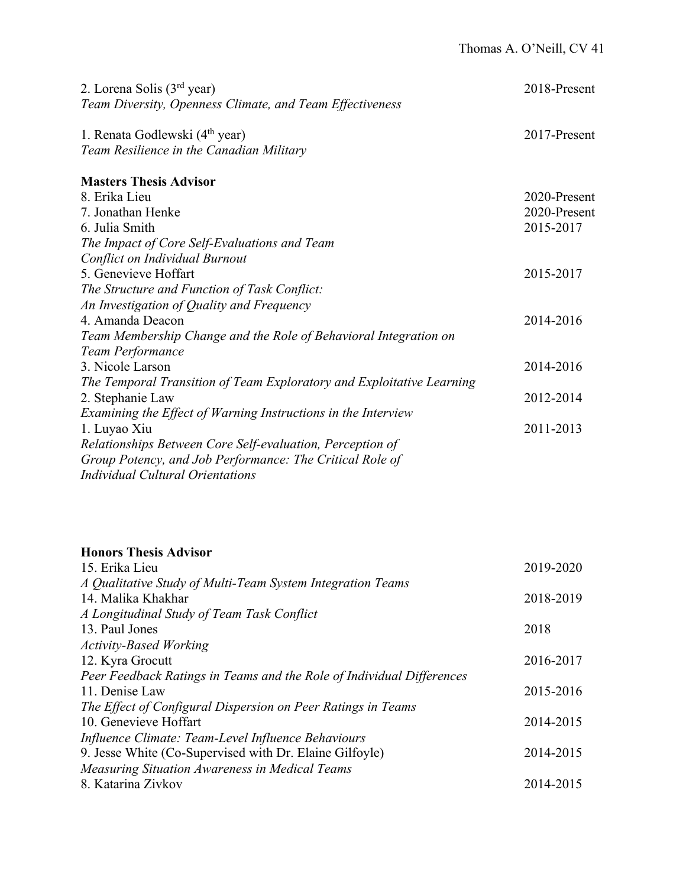2. Lorena Solis (3rd year) 2018-Present
*Team Diversity, Openness Climate, and Team Effectiveness*

1. Renata Godlewski (4th year) 2017-Present
*Team Resilience in the Canadian Military*

**Masters Thesis Advisor**

8. Erika Lieu 2020-Present

7. Jonathan Henke 2020-Present

6. Julia Smith 2015-2017
*The Impact of Core Self-Evaluations and Team Conflict on Individual Burnout*

5. Genevieve Hoffart 2015-2017
*The Structure and Function of Task Conflict: An Investigation of Quality and Frequency*

4. Amanda Deacon 2014-2016
*Team Membership Change and the Role of Behavioral Integration on Team Performance*

3. Nicole Larson 2014-2016
*The Temporal Transition of Team Exploratory and Exploitative Learning*

2. Stephanie Law 2012-2014
*Examining the Effect of Warning Instructions in the Interview*

1. Luyao Xiu 2011-2013
*Relationships Between Core Self-evaluation, Perception of Group Potency, and Job Performance: The Critical Role of Individual Cultural Orientations*

**Honors Thesis Advisor**

15. Erika Lieu 2019-2020
*A Qualitative Study of Multi-Team System Integration Teams*

14. Malika Khakhar 2018-2019
*A Longitudinal Study of Team Task Conflict*

13. Paul Jones 2018
*Activity-Based Working*

12. Kyra Grocutt 2016-2017
*Peer Feedback Ratings in Teams and the Role of Individual Differences*

11. Denise Law 2015-2016
*The Effect of Configural Dispersion on Peer Ratings in Teams*

10. Genevieve Hoffart 2014-2015
*Influence Climate: Team-Level Influence Behaviours*

9. Jesse White (Co-Supervised with Dr. Elaine Gilfoyle) 2014-2015
*Measuring Situation Awareness in Medical Teams*

8. Katarina Zivkov 2014-2015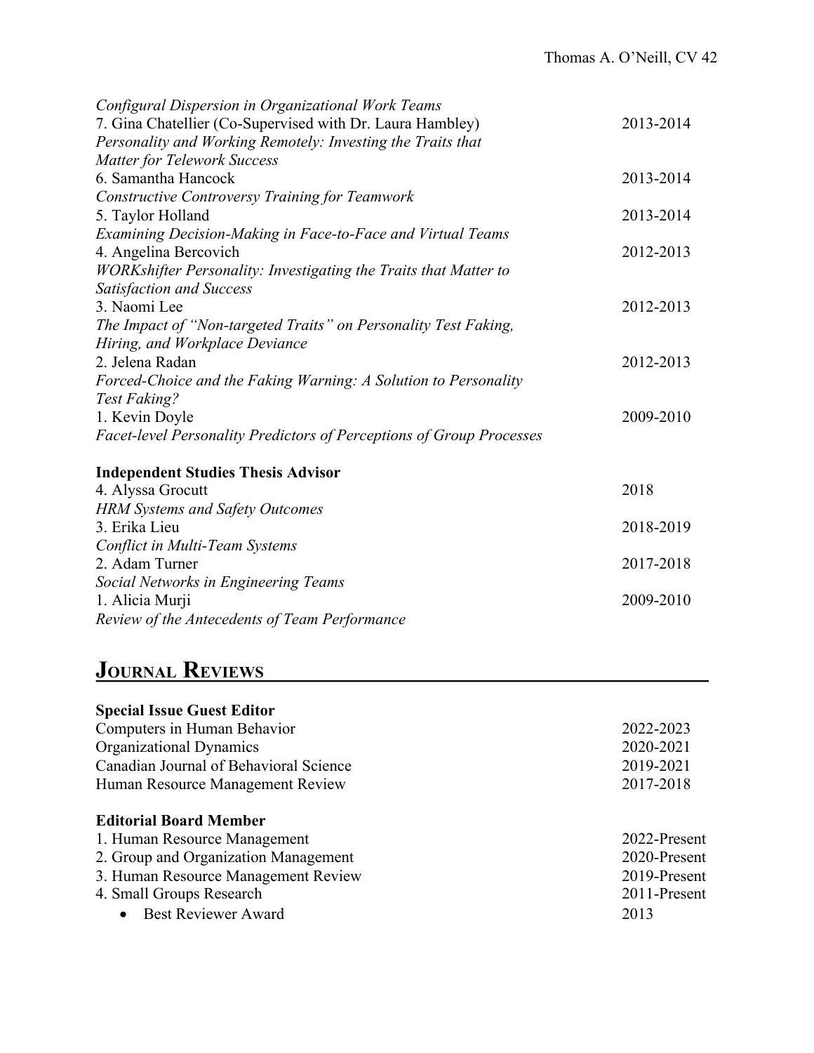*Configural Dispersion in Organizational Work Teams*

7. Gina Chatellier (Co-Supervised with Dr. Laura Hambley) 2013-2014
*Personality and Working Remotely: Investing the Traits that Matter for Telework Success*

6. Samantha Hancock 2013-2014
*Constructive Controversy Training for Teamwork*

5. Taylor Holland 2013-2014
*Examining Decision-Making in Face-to-Face and Virtual Teams*

4. Angelina Bercovich 2012-2013
*WORKshifter Personality: Investigating the Traits that Matter to Satisfaction and Success*

3. Naomi Lee 2012-2013
*The Impact of "Non-targeted Traits" on Personality Test Faking, Hiring, and Workplace Deviance*

2. Jelena Radan 2012-2013
*Forced-Choice and the Faking Warning: A Solution to Personality Test Faking?*

1. Kevin Doyle 2009-2010
*Facet-level Personality Predictors of Perceptions of Group Processes*

**Independent Studies Thesis Advisor**

4. Alyssa Grocutt 2018
*HRM Systems and Safety Outcomes*

3. Erika Lieu 2018-2019
*Conflict in Multi-Team Systems*

2. Adam Turner 2017-2018
*Social Networks in Engineering Teams*

1. Alicia Murji 2009-2010
*Review of the Antecedents of Team Performance*

## JOURNAL REVIEWS

**Special Issue Guest Editor**

Computers in Human Behavior 2022-2023
Organizational Dynamics 2020-2021
Canadian Journal of Behavioral Science 2019-2021
Human Resource Management Review 2017-2018

**Editorial Board Member**

1. Human Resource Management 2022-Present
2. Group and Organization Management 2020-Present
3. Human Resource Management Review 2019-Present
4. Small Groups Research 2011-Present
   - Best Reviewer Award 2013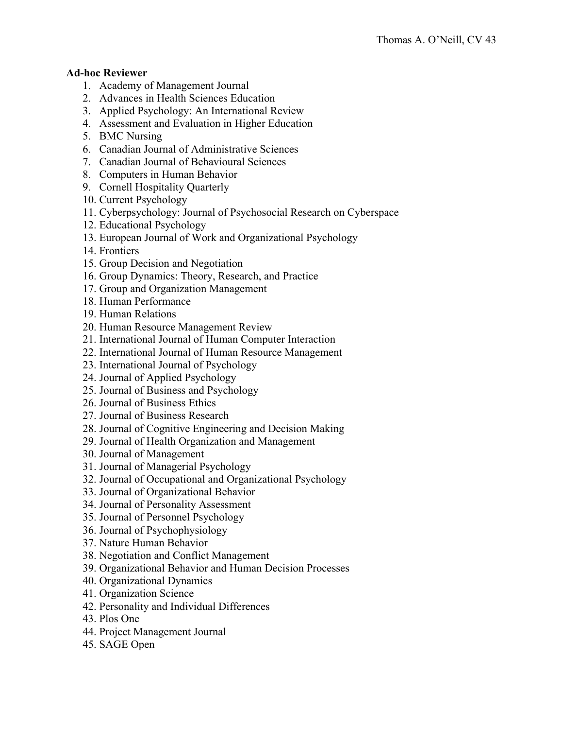**Ad-hoc Reviewer**

1. Academy of Management Journal
2. Advances in Health Sciences Education
3. Applied Psychology: An International Review
4. Assessment and Evaluation in Higher Education
5. BMC Nursing
6. Canadian Journal of Administrative Sciences
7. Canadian Journal of Behavioural Sciences
8. Computers in Human Behavior
9. Cornell Hospitality Quarterly
10. Current Psychology
11. Cyberpsychology: Journal of Psychosocial Research on Cyberspace
12. Educational Psychology
13. European Journal of Work and Organizational Psychology
14. Frontiers
15. Group Decision and Negotiation
16. Group Dynamics: Theory, Research, and Practice
17. Group and Organization Management
18. Human Performance
19. Human Relations
20. Human Resource Management Review
21. International Journal of Human Computer Interaction
22. International Journal of Human Resource Management
23. International Journal of Psychology
24. Journal of Applied Psychology
25. Journal of Business and Psychology
26. Journal of Business Ethics
27. Journal of Business Research
28. Journal of Cognitive Engineering and Decision Making
29. Journal of Health Organization and Management
30. Journal of Management
31. Journal of Managerial Psychology
32. Journal of Occupational and Organizational Psychology
33. Journal of Organizational Behavior
34. Journal of Personality Assessment
35. Journal of Personnel Psychology
36. Journal of Psychophysiology
37. Nature Human Behavior
38. Negotiation and Conflict Management
39. Organizational Behavior and Human Decision Processes
40. Organizational Dynamics
41. Organization Science
42. Personality and Individual Differences
43. Plos One
44. Project Management Journal
45. SAGE Open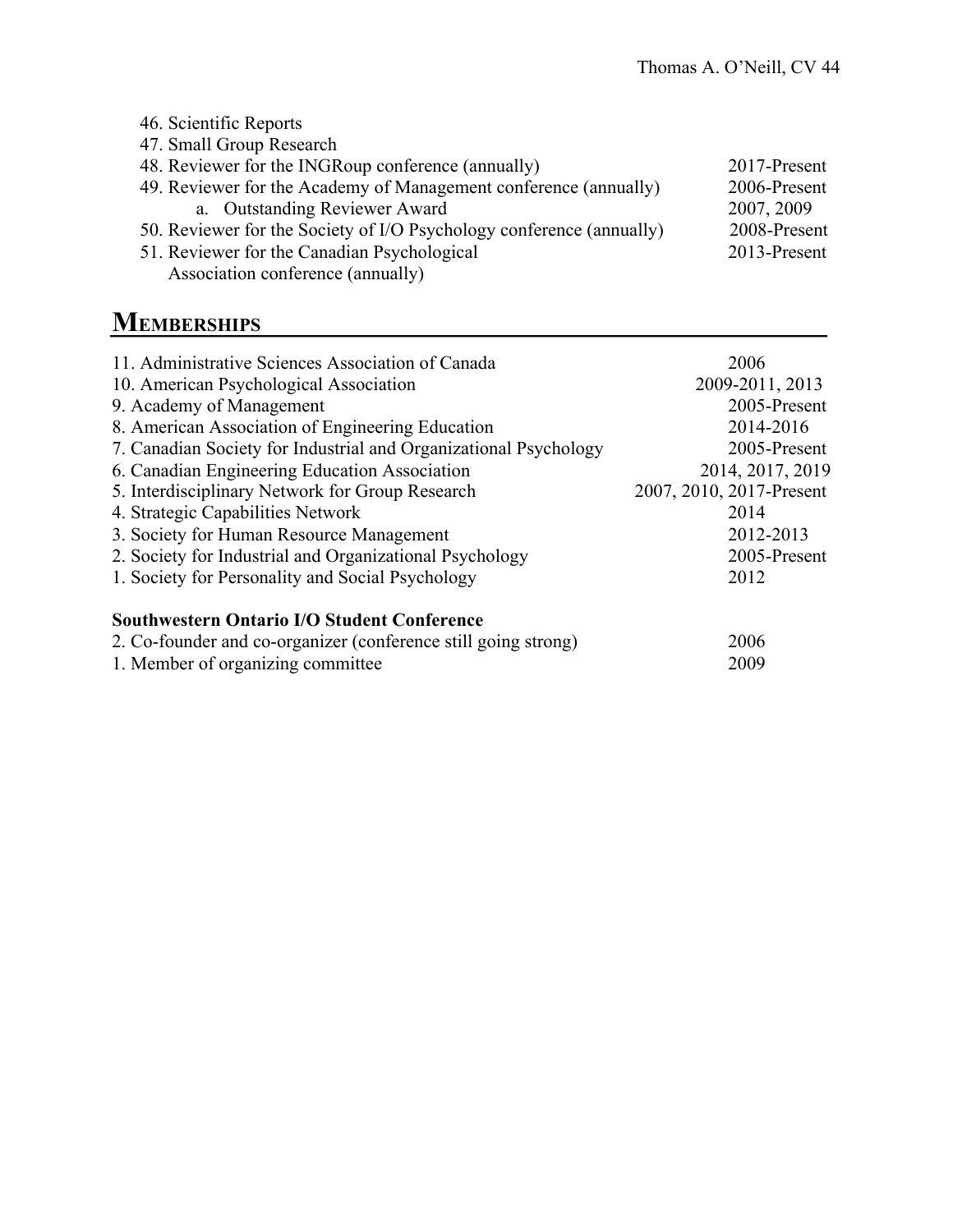46. Scientific Reports
47. Small Group Research
48. Reviewer for the INGRoup conference (annually) 2017-Present
49. Reviewer for the Academy of Management conference (annually) 2006-Present
    a. Outstanding Reviewer Award 2007, 2009
50. Reviewer for the Society of I/O Psychology conference (annually) 2008-Present
51. Reviewer for the Canadian Psychological Association conference (annually) 2013-Present

## MEMBERSHIPS

11. Administrative Sciences Association of Canada 2006
10. American Psychological Association 2009-2011, 2013
9. Academy of Management 2005-Present
8. American Association of Engineering Education 2014-2016
7. Canadian Society for Industrial and Organizational Psychology 2005-Present
6. Canadian Engineering Education Association 2014, 2017, 2019
5. Interdisciplinary Network for Group Research 2007, 2010, 2017-Present
4. Strategic Capabilities Network 2014
3. Society for Human Resource Management 2012-2013
2. Society for Industrial and Organizational Psychology 2005-Present
1. Society for Personality and Social Psychology 2012

**Southwestern Ontario I/O Student Conference**

2. Co-founder and co-organizer (conference still going strong) 2006
1. Member of organizing committee 2009